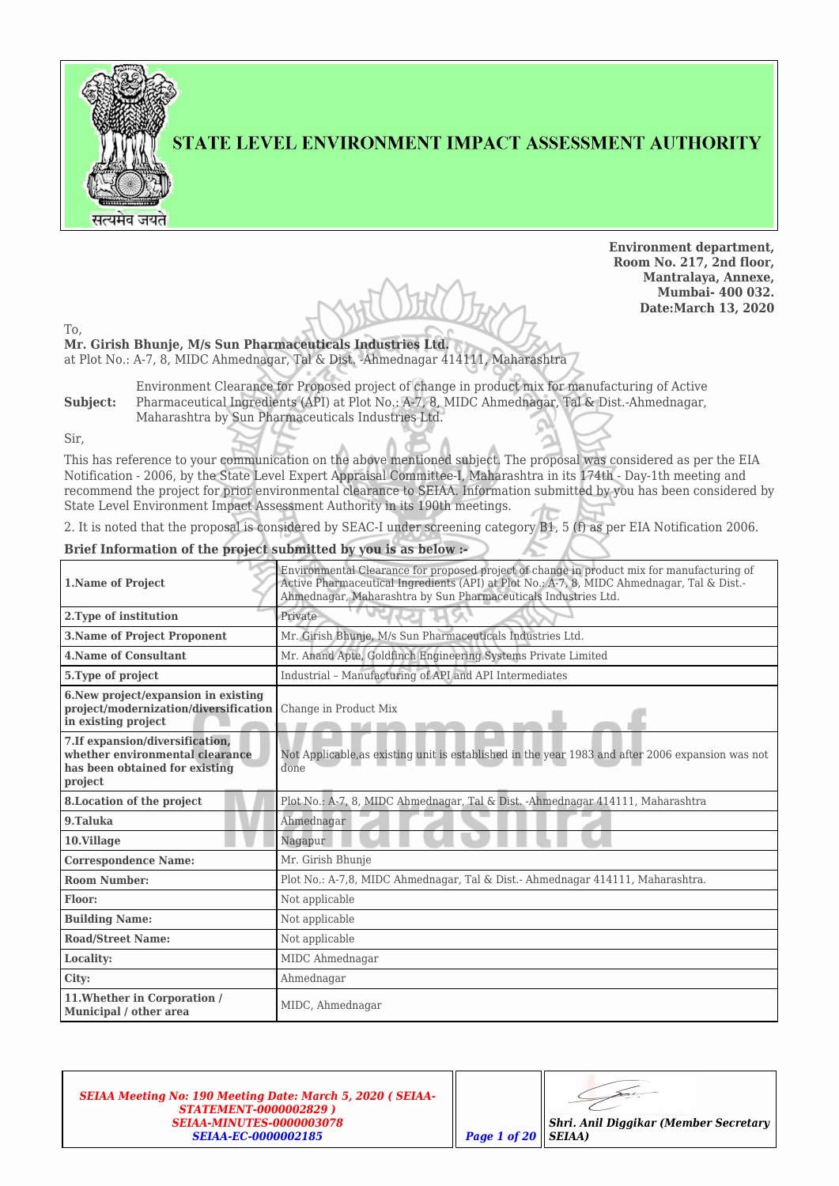# STATE LEVEL ENVIRONMENT IMPACT ASSESSMENT AUTHORITY

**Environment department,**
**Room No. 217, 2nd floor,**
**Mantralaya, Annexe,**
**Mumbai- 400 032.**
**Date:March 13, 2020**

To,
**Mr. Girish Bhunje, M/s Sun Pharmaceuticals Industries Ltd.**
at Plot No.: A-7, 8, MIDC Ahmednagar, Tal & Dist. -Ahmednagar 414111, Maharashtra

**Subject:** Environment Clearance for Proposed project of change in product mix for manufacturing of Active Pharmaceutical Ingredients (API) at Plot No.: A-7, 8, MIDC Ahmednagar, Tal & Dist.-Ahmednagar, Maharashtra by Sun Pharmaceuticals Industries Ltd.

Sir,

This has reference to your communication on the above mentioned subject. The proposal was considered as per the EIA Notification - 2006, by the State Level Expert Appraisal Committee-I, Maharashtra in its 174th - Day-1th meeting and recommend the project for prior environmental clearance to SEIAA. Information submitted by you has been considered by State Level Environment Impact Assessment Authority in its 190th meetings.

2. It is noted that the proposal is considered by SEAC-I under screening category B1, 5 (f) as per EIA Notification 2006.

**Brief Information of the project submitted by you is as below :-**

| | |
|---|---|
| **1.Name of Project** | Environmental Clearance for proposed project of change in product mix for manufacturing of Active Pharmaceutical Ingredients (API) at Plot No.: A-7, 8, MIDC Ahmednagar, Tal & Dist.-Ahmednagar, Maharashtra by Sun Pharmaceuticals Industries Ltd. |
| **2.Type of institution** | Private |
| **3.Name of Project Proponent** | Mr. Girish Bhunje, M/s Sun Pharmaceuticals Industries Ltd. |
| **4.Name of Consultant** | Mr. Anand Apte, Goldfinch Engineering Systems Private Limited |
| **5.Type of project** | Industrial – Manufacturing of API and API Intermediates |
| **6.New project/expansion in existing project/modernization/diversification in existing project** | Change in Product Mix |
| **7.If expansion/diversification, whether environmental clearance has been obtained for existing project** | Not Applicable,as existing unit is established in the year 1983 and after 2006 expansion was not done |
| **8.Location of the project** | Plot No.: A-7, 8, MIDC Ahmednagar, Tal & Dist. -Ahmednagar 414111, Maharashtra |
| **9.Taluka** | Ahmednagar |
| **10.Village** | Nagapur |
| **Correspondence Name:** | Mr. Girish Bhunje |
| **Room Number:** | Plot No.: A-7,8, MIDC Ahmednagar, Tal & Dist.- Ahmednagar 414111, Maharashtra. |
| **Floor:** | Not applicable |
| **Building Name:** | Not applicable |
| **Road/Street Name:** | Not applicable |
| **Locality:** | MIDC Ahmednagar |
| **City:** | Ahmednagar |
| **11.Whether in Corporation / Municipal / other area** | MIDC, Ahmednagar |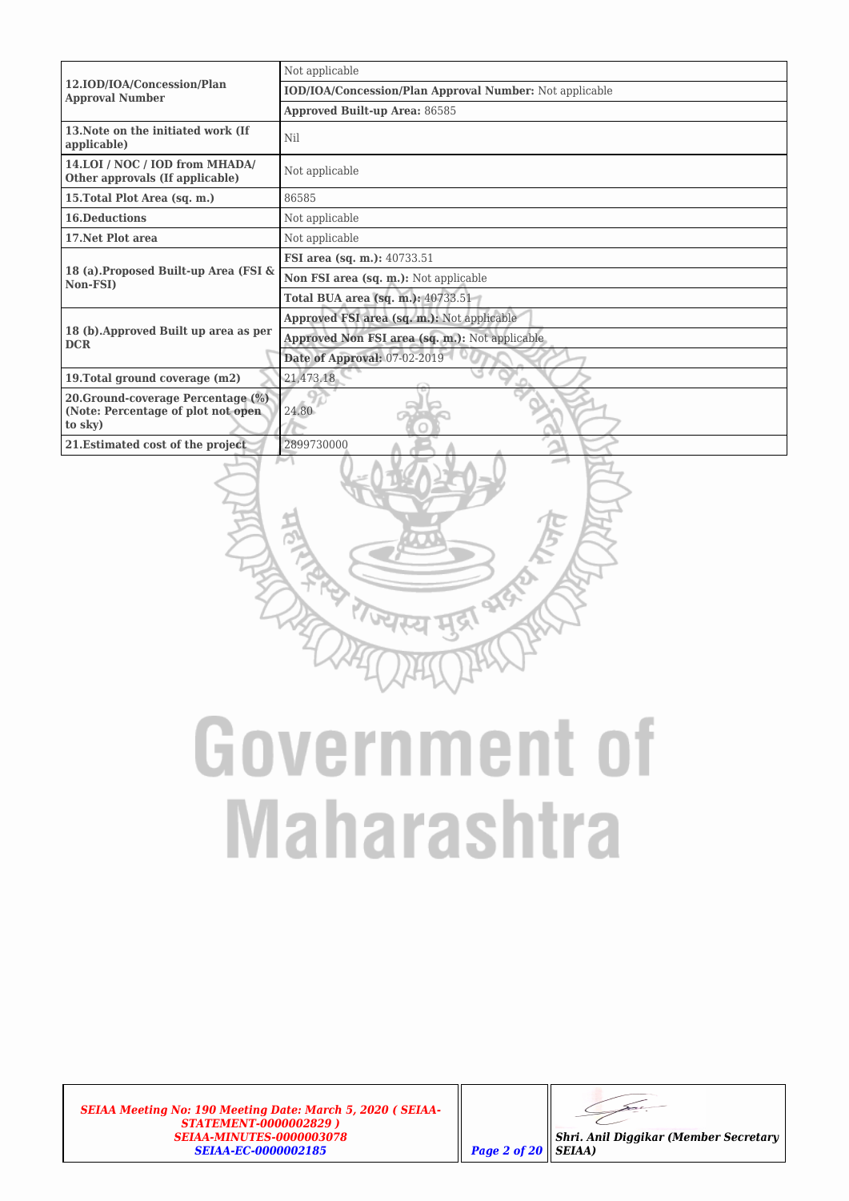| | |
|---|---|
| **12.IOD/IOA/Concession/Plan Approval Number** | Not applicable |
| | **IOD/IOA/Concession/Plan Approval Number:** Not applicable |
| | **Approved Built-up Area:** 86585 |
| **13.Note on the initiated work (If applicable)** | Nil |
| **14.LOI / NOC / IOD from MHADA/ Other approvals (If applicable)** | Not applicable |
| **15.Total Plot Area (sq. m.)** | 86585 |
| **16.Deductions** | Not applicable |
| **17.Net Plot area** | Not applicable |
| **18 (a).Proposed Built-up Area (FSI & Non-FSI)** | **FSI area (sq. m.):** 40733.51 |
| | **Non FSI area (sq. m.):** Not applicable |
| | **Total BUA area (sq. m.):** 40733.51 |
| **18 (b).Approved Built up area as per DCR** | **Approved FSI area (sq. m.):** Not applicable |
| | **Approved Non FSI area (sq. m.):** Not applicable |
| | **Date of Approval:** 07-02-2019 |
| **19.Total ground coverage (m2)** | 21,473.18 |
| **20.Ground-coverage Percentage (%) (Note: Percentage of plot not open to sky)** | 24.80 |
| **21.Estimated cost of the project** | 2899730000 |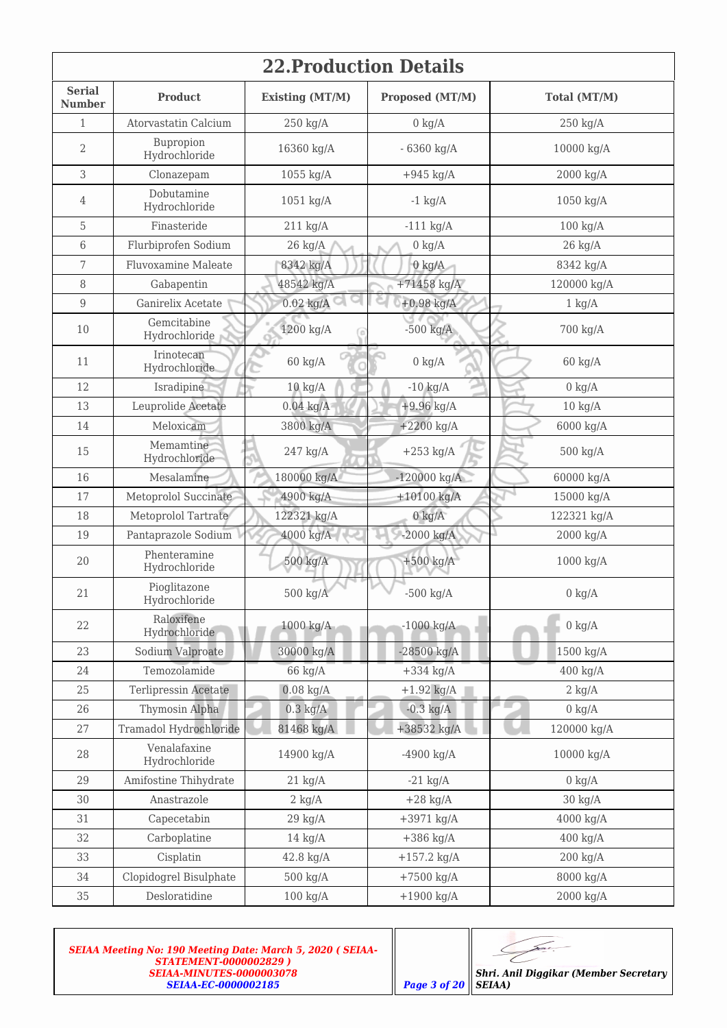## 22.Production Details

| Serial Number | Product | Existing (MT/M) | Proposed (MT/M) | Total (MT/M) |
|---|---|---|---|---|
| 1 | Atorvastatin Calcium | 250 kg/A | 0 kg/A | 250 kg/A |
| 2 | Bupropion Hydrochloride | 16360 kg/A | - 6360 kg/A | 10000 kg/A |
| 3 | Clonazepam | 1055 kg/A | +945 kg/A | 2000 kg/A |
| 4 | Dobutamine Hydrochloride | 1051 kg/A | -1 kg/A | 1050 kg/A |
| 5 | Finasteride | 211 kg/A | -111 kg/A | 100 kg/A |
| 6 | Flurbiprofen Sodium | 26 kg/A | 0 kg/A | 26 kg/A |
| 7 | Fluvoxamine Maleate | 8342 kg/A | 0 kg/A | 8342 kg/A |
| 8 | Gabapentin | 48542 kg/A | +71458 kg/A | 120000 kg/A |
| 9 | Ganirelix Acetate | 0.02 kg/A | +0.98 kg/A | 1 kg/A |
| 10 | Gemcitabine Hydrochloride | 1200 kg/A | -500 kg/A | 700 kg/A |
| 11 | Irinotecan Hydrochloride | 60 kg/A | 0 kg/A | 60 kg/A |
| 12 | Isradipine | 10 kg/A | -10 kg/A | 0 kg/A |
| 13 | Leuprolide Acetate | 0.04 kg/A | +9.96 kg/A | 10 kg/A |
| 14 | Meloxicam | 3800 kg/A | +2200 kg/A | 6000 kg/A |
| 15 | Memamtine Hydrochloride | 247 kg/A | +253 kg/A | 500 kg/A |
| 16 | Mesalamine | 180000 kg/A | -120000 kg/A | 60000 kg/A |
| 17 | Metoprolol Succinate | 4900 kg/A | +10100 kg/A | 15000 kg/A |
| 18 | Metoprolol Tartrate | 122321 kg/A | 0 kg/A | 122321 kg/A |
| 19 | Pantaprazole Sodium | 4000 kg/A | -2000 kg/A | 2000 kg/A |
| 20 | Phenteramine Hydrochloride | 500 kg/A | +500 kg/A | 1000 kg/A |
| 21 | Pioglitazone Hydrochloride | 500 kg/A | -500 kg/A | 0 kg/A |
| 22 | Raloxifene Hydrochloride | 1000 kg/A | -1000 kg/A | 0 kg/A |
| 23 | Sodium Valproate | 30000 kg/A | -28500 kg/A | 1500 kg/A |
| 24 | Temozolamide | 66 kg/A | +334 kg/A | 400 kg/A |
| 25 | Terlipressin Acetate | 0.08 kg/A | +1.92 kg/A | 2 kg/A |
| 26 | Thymosin Alpha | 0.3 kg/A | -0.3 kg/A | 0 kg/A |
| 27 | Tramadol Hydrochloride | 81468 kg/A | +38532 kg/A | 120000 kg/A |
| 28 | Venalafaxine Hydrochloride | 14900 kg/A | -4900 kg/A | 10000 kg/A |
| 29 | Amifostine Thihydrate | 21 kg/A | -21 kg/A | 0 kg/A |
| 30 | Anastrazole | 2 kg/A | +28 kg/A | 30 kg/A |
| 31 | Capecetabin | 29 kg/A | +3971 kg/A | 4000 kg/A |
| 32 | Carboplatine | 14 kg/A | +386 kg/A | 400 kg/A |
| 33 | Cisplatin | 42.8 kg/A | +157.2 kg/A | 200 kg/A |
| 34 | Clopidogrel Bisulphate | 500 kg/A | +7500 kg/A | 8000 kg/A |
| 35 | Desloratidine | 100 kg/A | +1900 kg/A | 2000 kg/A |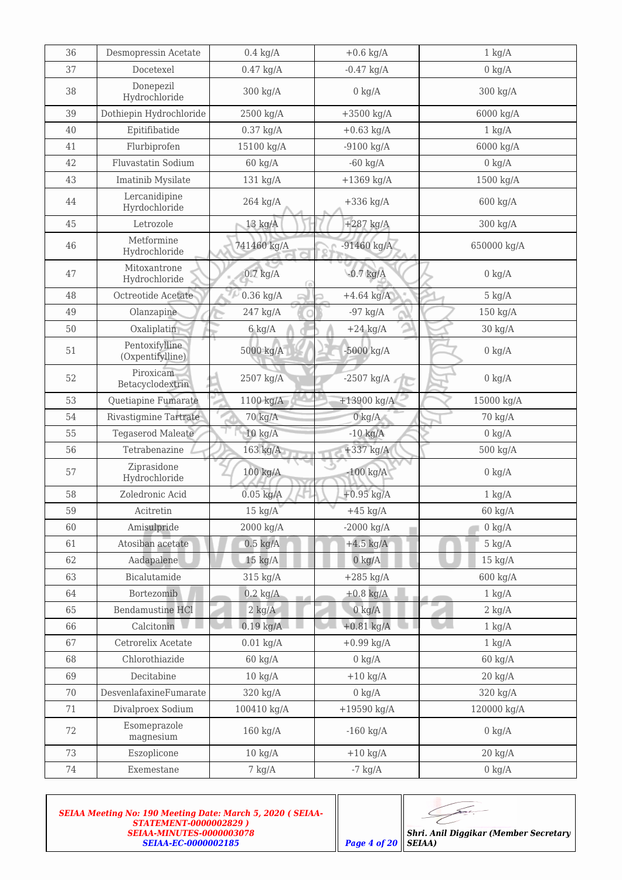| 36 | Desmopressin Acetate | 0.4 kg/A | +0.6 kg/A | 1 kg/A |
|---|---|---|---|---|
| 37 | Docetexel | 0.47 kg/A | -0.47 kg/A | 0 kg/A |
| 38 | Donepezil Hydrochloride | 300 kg/A | 0 kg/A | 300 kg/A |
| 39 | Dothiepin Hydrochloride | 2500 kg/A | +3500 kg/A | 6000 kg/A |
| 40 | Epitifibatide | 0.37 kg/A | +0.63 kg/A | 1 kg/A |
| 41 | Flurbiprofen | 15100 kg/A | -9100 kg/A | 6000 kg/A |
| 42 | Fluvastatin Sodium | 60 kg/A | -60 kg/A | 0 kg/A |
| 43 | Imatinib Mysilate | 131 kg/A | +1369 kg/A | 1500 kg/A |
| 44 | Lercanidipine Hyrdochloride | 264 kg/A | +336 kg/A | 600 kg/A |
| 45 | Letrozole | 13 kg/A | +287 kg/A | 300 kg/A |
| 46 | Metformine Hydrochloride | 741460 kg/A | -91460 kg/A | 650000 kg/A |
| 47 | Mitoxantrone Hydrochloride | 0.7 kg/A | -0.7 kg/A | 0 kg/A |
| 48 | Octreotide Acetate | 0.36 kg/A | +4.64 kg/A | 5 kg/A |
| 49 | Olanzapine | 247 kg/A | -97 kg/A | 150 kg/A |
| 50 | Oxaliplatin | 6 kg/A | +24 kg/A | 30 kg/A |
| 51 | Pentoxifylline (Oxpentifylline) | 5000 kg/A | -5000 kg/A | 0 kg/A |
| 52 | Piroxicam Betacyclodextrin | 2507 kg/A | -2507 kg/A | 0 kg/A |
| 53 | Quetiapine Fumarate | 1100 kg/A | +13900 kg/A | 15000 kg/A |
| 54 | Rivastigmine Tartrate | 70 kg/A | 0 kg/A | 70 kg/A |
| 55 | Tegaserod Maleate | 10 kg/A | -10 kg/A | 0 kg/A |
| 56 | Tetrabenazine | 163 kg/A | +337 kg/A | 500 kg/A |
| 57 | Ziprasidone Hydrochloride | 100 kg/A | -100 kg/A | 0 kg/A |
| 58 | Zoledronic Acid | 0.05 kg/A | +0.95 kg/A | 1 kg/A |
| 59 | Acitretin | 15 kg/A | +45 kg/A | 60 kg/A |
| 60 | Amisulpride | 2000 kg/A | -2000 kg/A | 0 kg/A |
| 61 | Atosiban acetate | 0.5 kg/A | +4.5 kg/A | 5 kg/A |
| 62 | Aadapalene | 15 kg/A | 0 kg/A | 15 kg/A |
| 63 | Bicalutamide | 315 kg/A | +285 kg/A | 600 kg/A |
| 64 | Bortezomib | 0.2 kg/A | +0.8 kg/A | 1 kg/A |
| 65 | Bendamustine HCl | 2 kg/A | 0 kg/A | 2 kg/A |
| 66 | Calcitonin | 0.19 kg/A | +0.81 kg/A | 1 kg/A |
| 67 | Cetrorelix Acetate | 0.01 kg/A | +0.99 kg/A | 1 kg/A |
| 68 | Chlorothiazide | 60 kg/A | 0 kg/A | 60 kg/A |
| 69 | Decitabine | 10 kg/A | +10 kg/A | 20 kg/A |
| 70 | DesvenlafaxineFumarate | 320 kg/A | 0 kg/A | 320 kg/A |
| 71 | Divalproex Sodium | 100410 kg/A | +19590 kg/A | 120000 kg/A |
| 72 | Esomeprazole magnesium | 160 kg/A | -160 kg/A | 0 kg/A |
| 73 | Eszoplicone | 10 kg/A | +10 kg/A | 20 kg/A |
| 74 | Exemestane | 7 kg/A | -7 kg/A | 0 kg/A |

*SEIAA Meeting No: 190 Meeting Date: March 5, 2020 ( SEIAA-STATEMENT-0000002829 ) SEIAA-MINUTES-0000003078 SEIAA-EC-0000002185*

*Shri. Anil Diggikar (Member Secretary SEIAA)*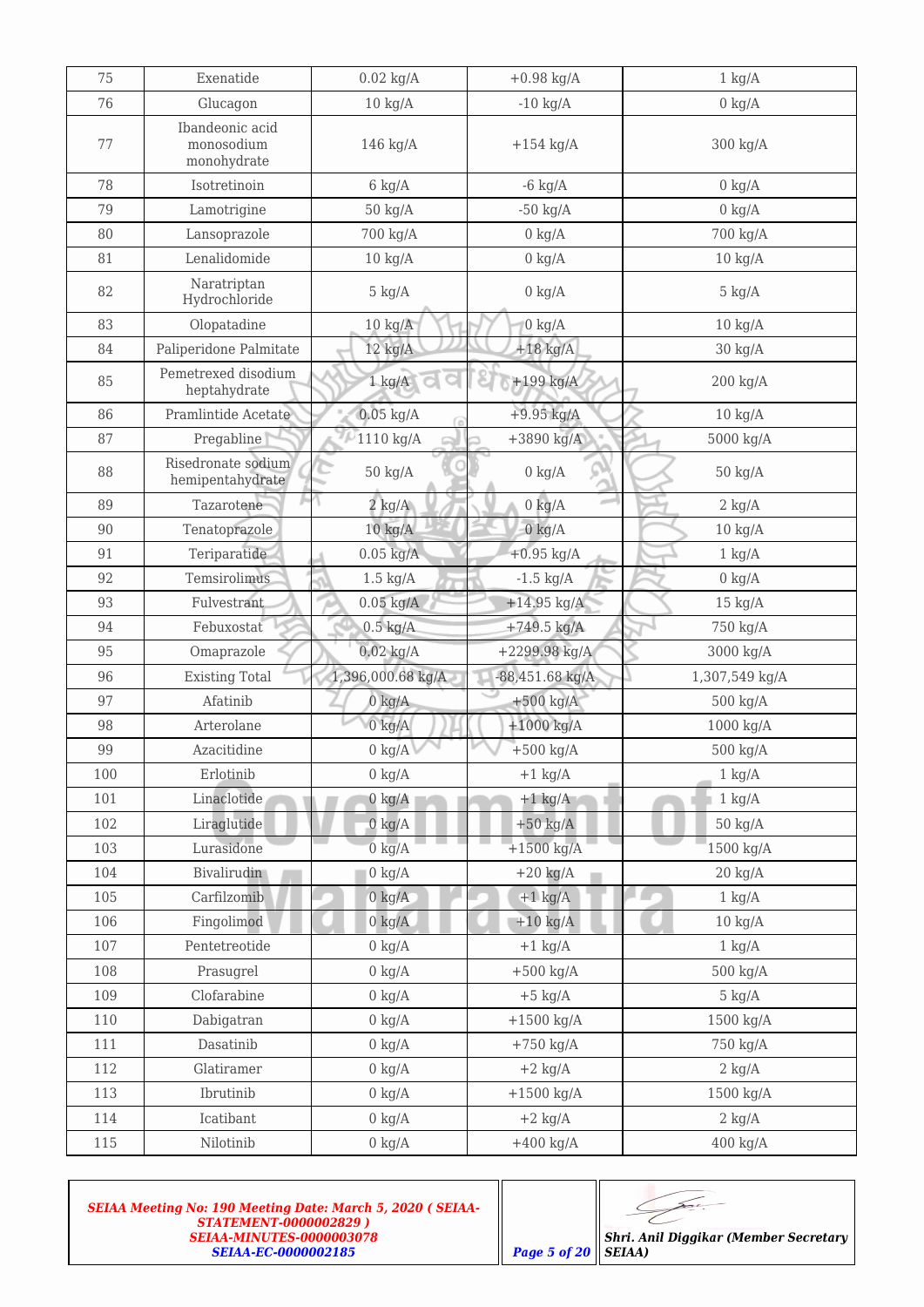| 75 | Exenatide | 0.02 kg/A | +0.98 kg/A | 1 kg/A |
|---|---|---|---|---|
| 76 | Glucagon | 10 kg/A | -10 kg/A | 0 kg/A |
| 77 | Ibandeonic acid monosodium monohydrate | 146 kg/A | +154 kg/A | 300 kg/A |
| 78 | Isotretinoin | 6 kg/A | -6 kg/A | 0 kg/A |
| 79 | Lamotrigine | 50 kg/A | -50 kg/A | 0 kg/A |
| 80 | Lansoprazole | 700 kg/A | 0 kg/A | 700 kg/A |
| 81 | Lenalidomide | 10 kg/A | 0 kg/A | 10 kg/A |
| 82 | Naratriptan Hydrochloride | 5 kg/A | 0 kg/A | 5 kg/A |
| 83 | Olopatadine | 10 kg/A | 0 kg/A | 10 kg/A |
| 84 | Paliperidone Palmitate | 12 kg/A | +18 kg/A | 30 kg/A |
| 85 | Pemetrexed disodium heptahydrate | 1 kg/A | +199 kg/A | 200 kg/A |
| 86 | Pramlintide Acetate | 0.05 kg/A | +9.95 kg/A | 10 kg/A |
| 87 | Pregabline | 1110 kg/A | +3890 kg/A | 5000 kg/A |
| 88 | Risedronate sodium hemipentahydrate | 50 kg/A | 0 kg/A | 50 kg/A |
| 89 | Tazarotene | 2 kg/A | 0 kg/A | 2 kg/A |
| 90 | Tenatoprazole | 10 kg/A | 0 kg/A | 10 kg/A |
| 91 | Teriparatide | 0.05 kg/A | +0.95 kg/A | 1 kg/A |
| 92 | Temsirolimus | 1.5 kg/A | -1.5 kg/A | 0 kg/A |
| 93 | Fulvestrant | 0.05 kg/A | +14.95 kg/A | 15 kg/A |
| 94 | Febuxostat | 0.5 kg/A | +749.5 kg/A | 750 kg/A |
| 95 | Omaprazole | 0.02 kg/A | +2299.98 kg/A | 3000 kg/A |
| 96 | Existing Total | 1,396,000.68 kg/A | -88,451.68 kg/A | 1,307,549 kg/A |
| 97 | Afatinib | 0 kg/A | +500 kg/A | 500 kg/A |
| 98 | Arterolane | 0 kg/A | +1000 kg/A | 1000 kg/A |
| 99 | Azacitidine | 0 kg/A | +500 kg/A | 500 kg/A |
| 100 | Erlotinib | 0 kg/A | +1 kg/A | 1 kg/A |
| 101 | Linaclotide | 0 kg/A | +1 kg/A | 1 kg/A |
| 102 | Liraglutide | 0 kg/A | +50 kg/A | 50 kg/A |
| 103 | Lurasidone | 0 kg/A | +1500 kg/A | 1500 kg/A |
| 104 | Bivalirudin | 0 kg/A | +20 kg/A | 20 kg/A |
| 105 | Carfilzomib | 0 kg/A | +1 kg/A | 1 kg/A |
| 106 | Fingolimod | 0 kg/A | +10 kg/A | 10 kg/A |
| 107 | Pentetreotide | 0 kg/A | +1 kg/A | 1 kg/A |
| 108 | Prasugrel | 0 kg/A | +500 kg/A | 500 kg/A |
| 109 | Clofarabine | 0 kg/A | +5 kg/A | 5 kg/A |
| 110 | Dabigatran | 0 kg/A | +1500 kg/A | 1500 kg/A |
| 111 | Dasatinib | 0 kg/A | +750 kg/A | 750 kg/A |
| 112 | Glatiramer | 0 kg/A | +2 kg/A | 2 kg/A |
| 113 | Ibrutinib | 0 kg/A | +1500 kg/A | 1500 kg/A |
| 114 | Icatibant | 0 kg/A | +2 kg/A | 2 kg/A |
| 115 | Nilotinib | 0 kg/A | +400 kg/A | 400 kg/A |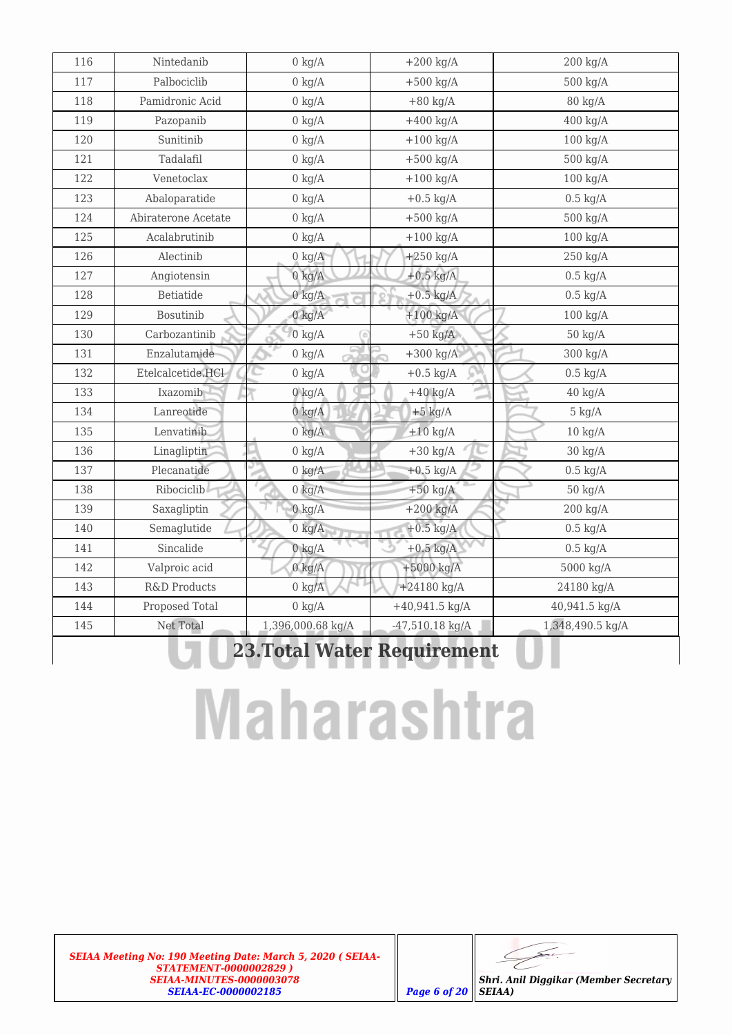| 116 | Nintedanib | 0 kg/A | +200 kg/A | 200 kg/A |
|---|---|---|---|---|
| 117 | Palbociclib | 0 kg/A | +500 kg/A | 500 kg/A |
| 118 | Pamidronic Acid | 0 kg/A | +80 kg/A | 80 kg/A |
| 119 | Pazopanib | 0 kg/A | +400 kg/A | 400 kg/A |
| 120 | Sunitinib | 0 kg/A | +100 kg/A | 100 kg/A |
| 121 | Tadalafil | 0 kg/A | +500 kg/A | 500 kg/A |
| 122 | Venetoclax | 0 kg/A | +100 kg/A | 100 kg/A |
| 123 | Abaloparatide | 0 kg/A | +0.5 kg/A | 0.5 kg/A |
| 124 | Abiraterone Acetate | 0 kg/A | +500 kg/A | 500 kg/A |
| 125 | Acalabrutinib | 0 kg/A | +100 kg/A | 100 kg/A |
| 126 | Alectinib | 0 kg/A | +250 kg/A | 250 kg/A |
| 127 | Angiotensin | 0 kg/A | +0.5 kg/A | 0.5 kg/A |
| 128 | Betiatide | 0 kg/A | +0.5 kg/A | 0.5 kg/A |
| 129 | Bosutinib | 0 kg/A | +100 kg/A | 100 kg/A |
| 130 | Carbozantinib | 0 kg/A | +50 kg/A | 50 kg/A |
| 131 | Enzalutamide | 0 kg/A | +300 kg/A | 300 kg/A |
| 132 | Etelcalcetide.HCl | 0 kg/A | +0.5 kg/A | 0.5 kg/A |
| 133 | Ixazomib | 0 kg/A | +40 kg/A | 40 kg/A |
| 134 | Lanreotide | 0 kg/A | +5 kg/A | 5 kg/A |
| 135 | Lenvatinib | 0 kg/A | +10 kg/A | 10 kg/A |
| 136 | Linagliptin | 0 kg/A | +30 kg/A | 30 kg/A |
| 137 | Plecanatide | 0 kg/A | +0.5 kg/A | 0.5 kg/A |
| 138 | Ribociclib | 0 kg/A | +50 kg/A | 50 kg/A |
| 139 | Saxagliptin | 0 kg/A | +200 kg/A | 200 kg/A |
| 140 | Semaglutide | 0 kg/A | +0.5 kg/A | 0.5 kg/A |
| 141 | Sincalide | 0 kg/A | +0.5 kg/A | 0.5 kg/A |
| 142 | Valproic acid | 0 kg/A | +5000 kg/A | 5000 kg/A |
| 143 | R&D Products | 0 kg/A | +24180 kg/A | 24180 kg/A |
| 144 | Proposed Total | 0 kg/A | +40,941.5 kg/A | 40,941.5 kg/A |
| 145 | Net Total | 1,396,000.68 kg/A | -47,510.18 kg/A | 1,348,490.5 kg/A |

## 23.Total Water Requirement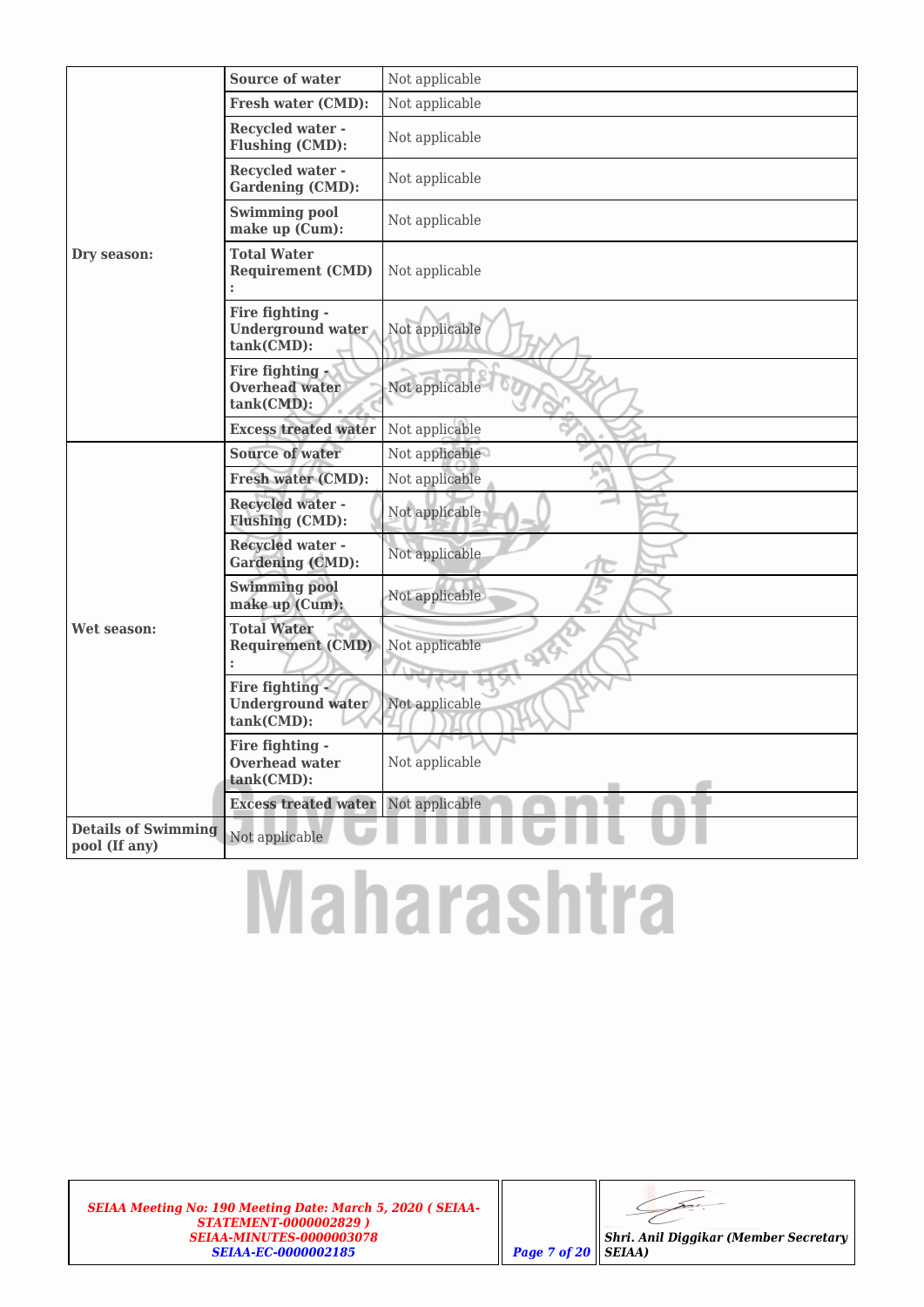| | | |
|---|---|---|
| Dry season: | **Source of water** | Not applicable |
| | **Fresh water (CMD):** | Not applicable |
| | **Recycled water - Flushing (CMD):** | Not applicable |
| | **Recycled water - Gardening (CMD):** | Not applicable |
| | **Swimming pool make up (Cum):** | Not applicable |
| | **Total Water Requirement (CMD) :** | Not applicable |
| | **Fire fighting - Underground water tank(CMD):** | Not applicable |
| | **Fire fighting - Overhead water tank(CMD):** | Not applicable |
| | **Excess treated water** | Not applicable |
| Wet season: | **Source of water** | Not applicable |
| | **Fresh water (CMD):** | Not applicable |
| | **Recycled water - Flushing (CMD):** | Not applicable |
| | **Recycled water - Gardening (CMD):** | Not applicable |
| | **Swimming pool make up (Cum):** | Not applicable |
| | **Total Water Requirement (CMD) :** | Not applicable |
| | **Fire fighting - Underground water tank(CMD):** | Not applicable |
| | **Fire fighting - Overhead water tank(CMD):** | Not applicable |
| | **Excess treated water** | Not applicable |
| **Details of Swimming pool (If any)** | Not applicable | |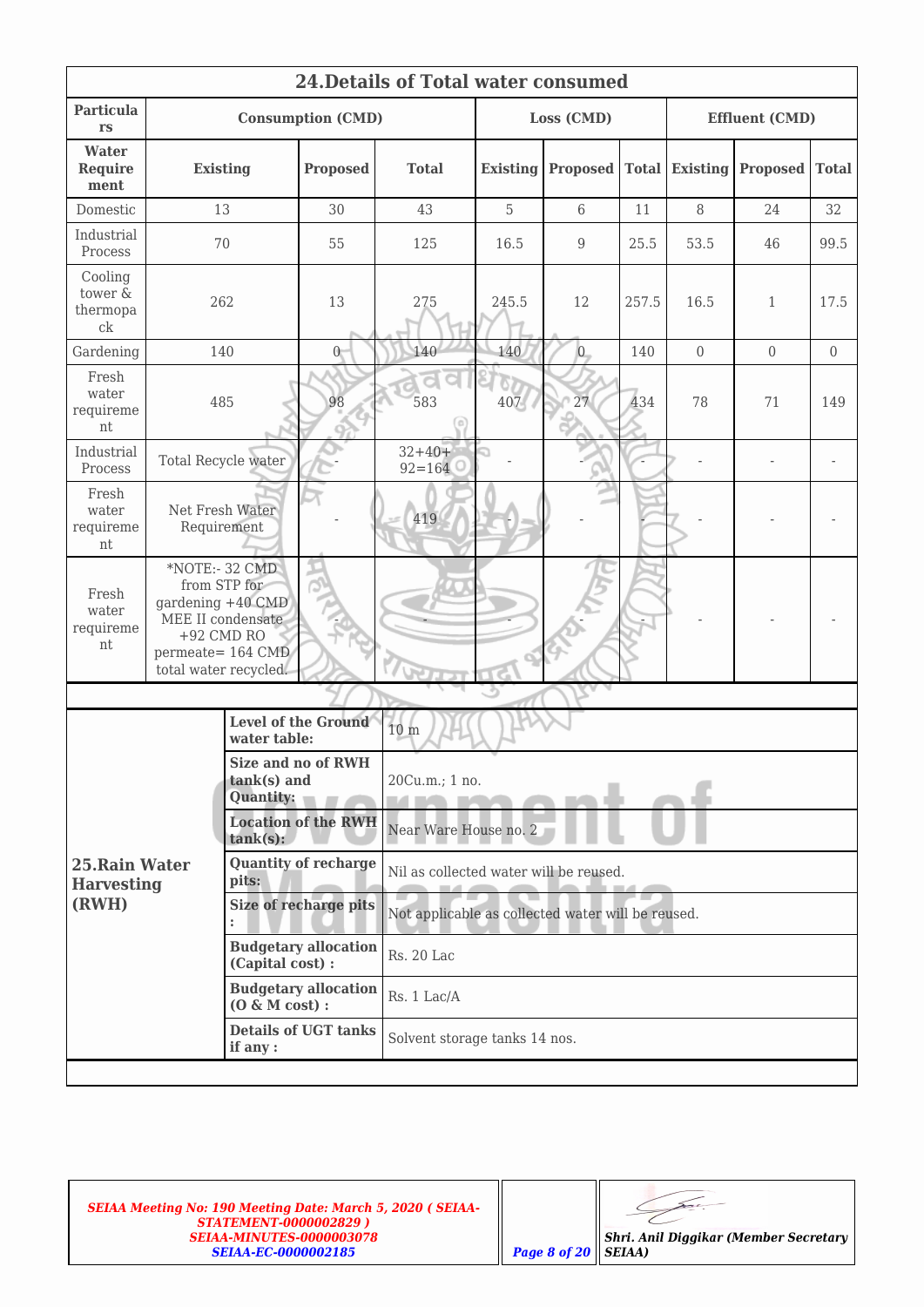## 24.Details of Total water consumed

| Particulars | Consumption (CMD) | | | Loss (CMD) | | | Effluent (CMD) | | |
|---|---|---|---|---|---|---|---|---|---|
| Water Requirement | Existing | Proposed | Total | Existing | Proposed | Total | Existing | Proposed | Total |
| Domestic | 13 | 30 | 43 | 5 | 6 | 11 | 8 | 24 | 32 |
| Industrial Process | 70 | 55 | 125 | 16.5 | 9 | 25.5 | 53.5 | 46 | 99.5 |
| Cooling tower & thermopack | 262 | 13 | 275 | 245.5 | 12 | 257.5 | 16.5 | 1 | 17.5 |
| Gardening | 140 | 0 | 140 | 140 | 0 | 140 | 0 | 0 | 0 |
| Fresh water requirement | 485 | 98 | 583 | 407 | 27 | 434 | 78 | 71 | 149 |
| Industrial Process | Total Recycle water | - | 32+40+92=164 | - | - | - | - | - | - |
| Fresh water requirement | Net Fresh Water Requirement | - | 419 | - | - | - | - | - | - |
| Fresh water requirement | *NOTE:- 32 CMD from STP for gardening +40 CMD MEE II condensate +92 CMD RO permeate= 164 CMD total water recycled. | - | - | - | - | - | - | - | - |

## 25.Rain Water Harvesting (RWH)

| | |
|---|---|
| **Level of the Ground water table:** | 10 m |
| **Size and no of RWH tank(s) and Quantity:** | 20Cu.m.; 1 no. |
| **Location of the RWH tank(s):** | Near Ware House no. 2 |
| **Quantity of recharge pits:** | Nil as collected water will be reused. |
| **Size of recharge pits :** | Not applicable as collected water will be reused. |
| **Budgetary allocation (Capital cost) :** | Rs. 20 Lac |
| **Budgetary allocation (O & M cost) :** | Rs. 1 Lac/A |
| **Details of UGT tanks if any :** | Solvent storage tanks 14 nos. |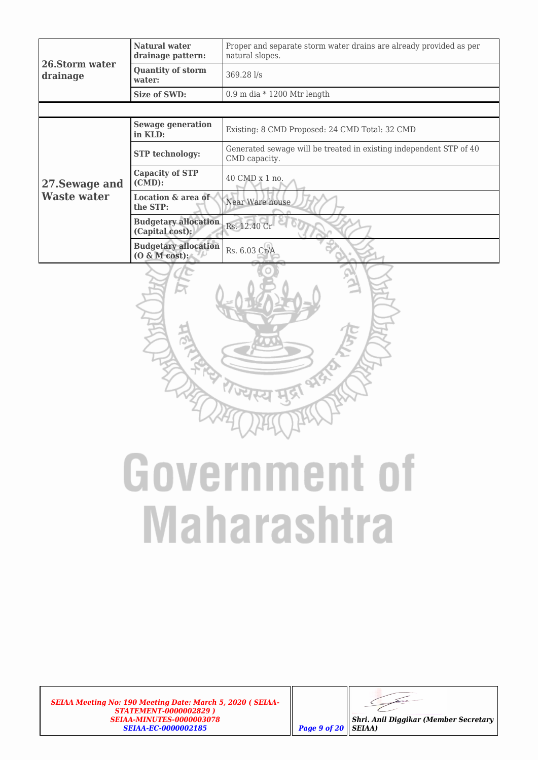| 26.Storm water drainage | Natural water drainage pattern: | Proper and separate storm water drains are already provided as per natural slopes. |
|---|---|---|
| | Quantity of storm water: | 369.28 l/s |
| | Size of SWD: | 0.9 m dia * 1200 Mtr length |

| 27.Sewage and Waste water | Sewage generation in KLD: | Existing: 8 CMD Proposed: 24 CMD Total: 32 CMD |
|---|---|---|
| | STP technology: | Generated sewage will be treated in existing independent STP of 40 CMD capacity. |
| | Capacity of STP (CMD): | 40 CMD x 1 no. |
| | Location & area of the STP: | Near Ware house |
| | Budgetary allocation (Capital cost): | Rs. 12.40 Cr |
| | Budgetary allocation (O & M cost): | Rs. 6.03 Cr/A |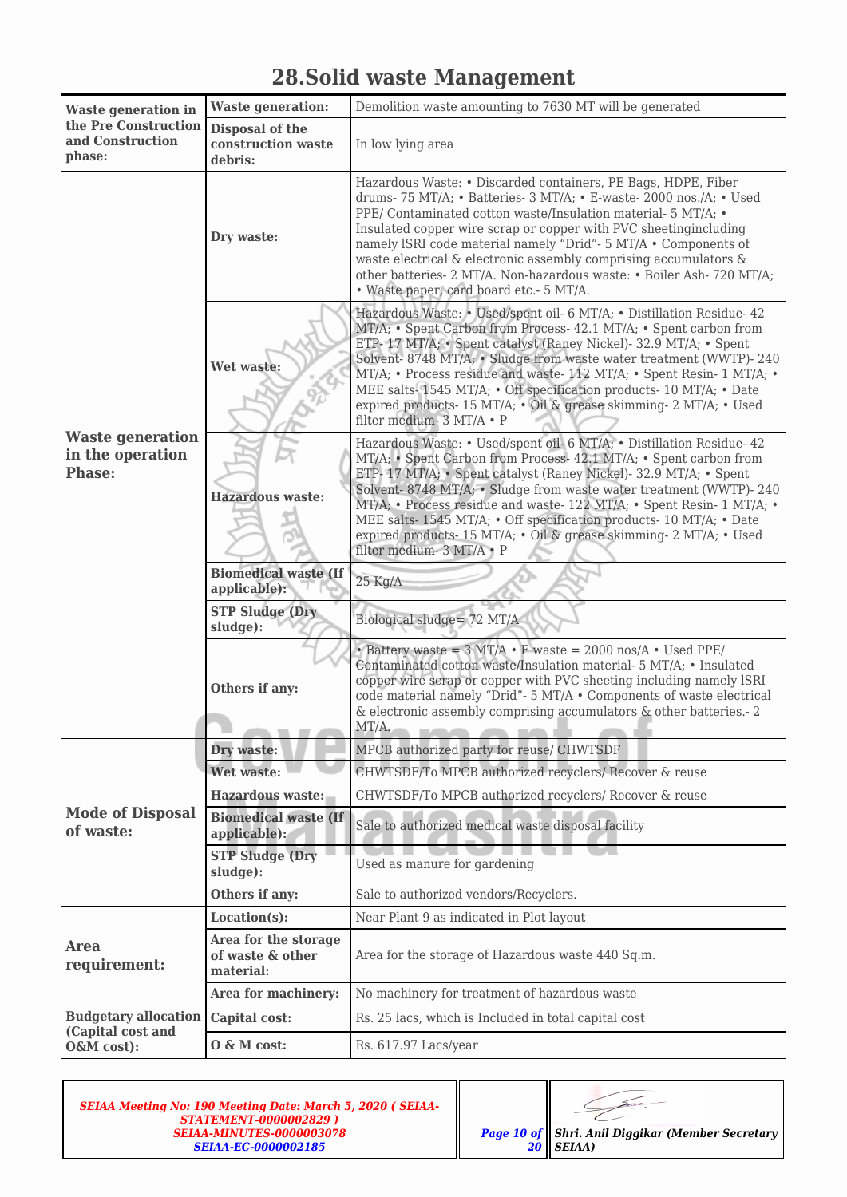## 28.Solid waste Management

| | | |
|---|---|---|
| **Waste generation in the Pre Construction and Construction phase:** | **Waste generation:** | Demolition waste amounting to 7630 MT will be generated |
| | **Disposal of the construction waste debris:** | In low lying area |
| **Waste generation in the operation Phase:** | **Dry waste:** | Hazardous Waste: • Discarded containers, PE Bags, HDPE, Fiber drums- 75 MT/A; • Batteries- 3 MT/A; • E-waste- 2000 nos./A; • Used PPE/ Contaminated cotton waste/Insulation material- 5 MT/A; • Insulated copper wire scrap or copper with PVC sheetingincluding namely ISRI code material namely "Drid"- 5 MT/A • Components of waste electrical & electronic assembly comprising accumulators & other batteries- 2 MT/A. Non-hazardous waste: • Boiler Ash- 720 MT/A; • Waste paper, card board etc.- 5 MT/A. |
| | **Wet waste:** | Hazardous Waste: • Used/spent oil- 6 MT/A; • Distillation Residue- 42 MT/A; • Spent Carbon from Process- 42.1 MT/A; • Spent carbon from ETP- 17 MT/A; • Spent catalyst (Raney Nickel)- 32.9 MT/A; • Spent Solvent- 8748 MT/A; • Sludge from waste water treatment (WWTP)- 240 MT/A; • Process residue and waste- 112 MT/A; • Spent Resin- 1 MT/A; • MEE salts- 1545 MT/A; • Off specification products- 10 MT/A; • Date expired products- 15 MT/A; • Oil & grease skimming- 2 MT/A; • Used filter medium- 3 MT/A • P |
| | **Hazardous waste:** | Hazardous Waste: • Used/spent oil- 6 MT/A; • Distillation Residue- 42 MT/A; • Spent Carbon from Process- 42.1 MT/A; • Spent carbon from ETP- 17 MT/A; • Spent catalyst (Raney Nickel)- 32.9 MT/A; • Spent Solvent- 8748 MT/A; • Sludge from waste water treatment (WWTP)- 240 MT/A; • Process residue and waste- 122 MT/A; • Spent Resin- 1 MT/A; • MEE salts- 1545 MT/A; • Off specification products- 10 MT/A; • Date expired products- 15 MT/A; • Oil & grease skimming- 2 MT/A; • Used filter medium- 3 MT/A • P |
| | **Biomedical waste (If applicable):** | 25 Kg/A |
| | **STP Sludge (Dry sludge):** | Biological sludge= 72 MT/A |
| | **Others if any:** | • Battery waste = 3 MT/A • E waste = 2000 nos/A • Used PPE/ Contaminated cotton waste/Insulation material- 5 MT/A; • Insulated copper wire scrap or copper with PVC sheeting including namely ISRI code material namely "Drid"- 5 MT/A • Components of waste electrical & electronic assembly comprising accumulators & other batteries.- 2 MT/A. |
| **Mode of Disposal of waste:** | **Dry waste:** | MPCB authorized party for reuse/ CHWTSDF |
| | **Wet waste:** | CHWTSDF/To MPCB authorized recyclers/ Recover & reuse |
| | **Hazardous waste:** | CHWTSDF/To MPCB authorized recyclers/ Recover & reuse |
| | **Biomedical waste (If applicable):** | Sale to authorized medical waste disposal facility |
| | **STP Sludge (Dry sludge):** | Used as manure for gardening |
| | **Others if any:** | Sale to authorized vendors/Recyclers. |
| **Area requirement:** | **Location(s):** | Near Plant 9 as indicated in Plot layout |
| | **Area for the storage of waste & other material:** | Area for the storage of Hazardous waste 440 Sq.m. |
| | **Area for machinery:** | No machinery for treatment of hazardous waste |
| **Budgetary allocation (Capital cost and O&M cost):** | **Capital cost:** | Rs. 25 lacs, which is Included in total capital cost |
| | **O & M cost:** | Rs. 617.97 Lacs/year |

*SEIAA Meeting No: 190 Meeting Date: March 5, 2020 ( SEIAA-STATEMENT-0000002829 ) SEIAA-MINUTES-0000003078 SEIAA-EC-0000002185*

**Shri. Anil Diggikar (Member Secretary SEIAA)**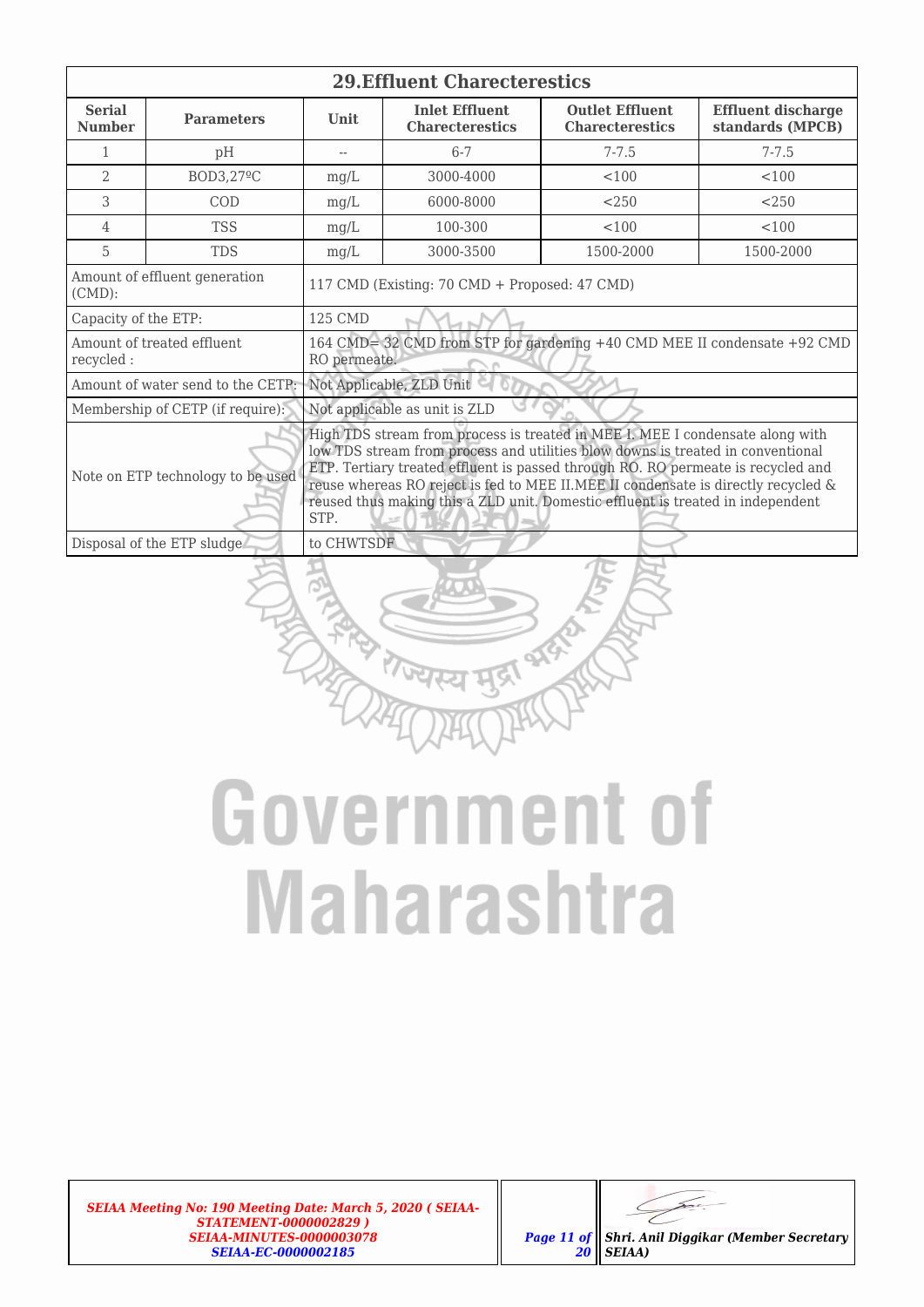## 29.Effluent Charecterestics

| Serial Number | Parameters | Unit | Inlet Effluent Charecterestics | Outlet Effluent Charecterestics | Effluent discharge standards (MPCB) |
|---|---|---|---|---|---|
| 1 | pH | -- | 6-7 | 7-7.5 | 7-7.5 |
| 2 | BOD3,27ºC | mg/L | 3000-4000 | <100 | <100 |
| 3 | COD | mg/L | 6000-8000 | <250 | <250 |
| 4 | TSS | mg/L | 100-300 | <100 | <100 |
| 5 | TDS | mg/L | 3000-3500 | 1500-2000 | 1500-2000 |

| | |
|---|---|
| Amount of effluent generation (CMD): | 117 CMD (Existing: 70 CMD + Proposed: 47 CMD) |
| Capacity of the ETP: | 125 CMD |
| Amount of treated effluent recycled : | 164 CMD= 32 CMD from STP for gardening +40 CMD MEE II condensate +92 CMD RO permeate. |
| Amount of water send to the CETP: | Not Applicable, ZLD Unit |
| Membership of CETP (if require): | Not applicable as unit is ZLD |
| Note on ETP technology to be used | High TDS stream from process is treated in MEE I. MEE I condensate along with low TDS stream from process and utilities blow downs is treated in conventional ETP. Tertiary treated effluent is passed through RO. RO permeate is recycled and reuse whereas RO reject is fed to MEE II.MEE II condensate is directly recycled & reused thus making this a ZLD unit. Domestic effluent is treated in independent STP. |
| Disposal of the ETP sludge | to CHWTSDF |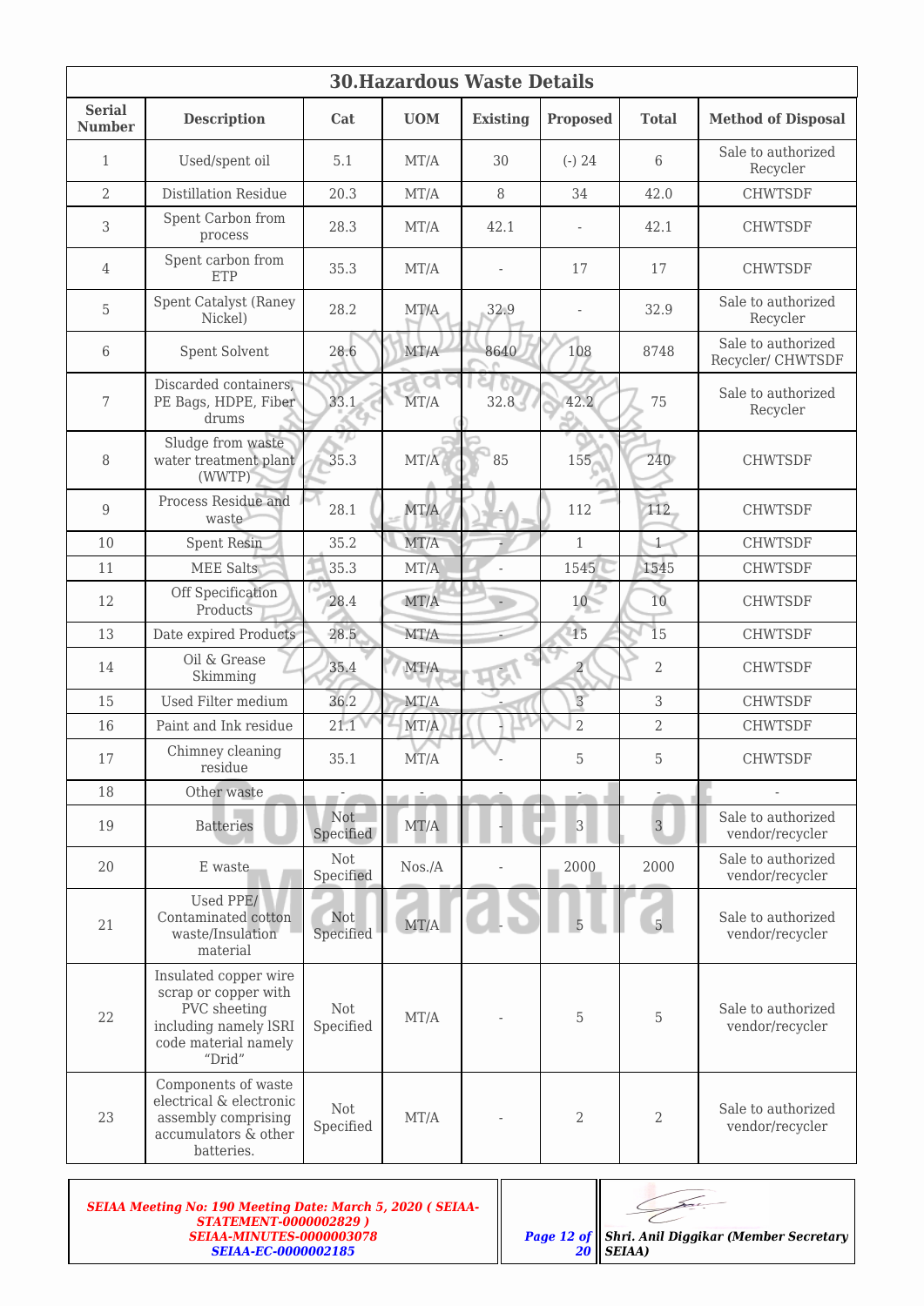## 30.Hazardous Waste Details

| Serial Number | Description | Cat | UOM | Existing | Proposed | Total | Method of Disposal |
|---|---|---|---|---|---|---|---|
| 1 | Used/spent oil | 5.1 | MT/A | 30 | (-) 24 | 6 | Sale to authorized Recycler |
| 2 | Distillation Residue | 20.3 | MT/A | 8 | 34 | 42.0 | CHWTSDF |
| 3 | Spent Carbon from process | 28.3 | MT/A | 42.1 | - | 42.1 | CHWTSDF |
| 4 | Spent carbon from ETP | 35.3 | MT/A | - | 17 | 17 | CHWTSDF |
| 5 | Spent Catalyst (Raney Nickel) | 28.2 | MT/A | 32.9 | - | 32.9 | Sale to authorized Recycler |
| 6 | Spent Solvent | 28.6 | MT/A | 8640 | 108 | 8748 | Sale to authorized Recycler/ CHWTSDF |
| 7 | Discarded containers, PE Bags, HDPE, Fiber drums | 33.1 | MT/A | 32.8 | 42.2 | 75 | Sale to authorized Recycler |
| 8 | Sludge from waste water treatment plant (WWTP) | 35.3 | MT/A | 85 | 155 | 240 | CHWTSDF |
| 9 | Process Residue and waste | 28.1 | MT/A | - | 112 | 112 | CHWTSDF |
| 10 | Spent Resin | 35.2 | MT/A | - | 1 | 1 | CHWTSDF |
| 11 | MEE Salts | 35.3 | MT/A | - | 1545 | 1545 | CHWTSDF |
| 12 | Off Specification Products | 28.4 | MT/A | - | 10 | 10 | CHWTSDF |
| 13 | Date expired Products | 28.5 | MT/A | - | 15 | 15 | CHWTSDF |
| 14 | Oil & Grease Skimming | 35.4 | MT/A | - | 2 | 2 | CHWTSDF |
| 15 | Used Filter medium | 36.2 | MT/A | - | 3 | 3 | CHWTSDF |
| 16 | Paint and Ink residue | 21.1 | MT/A | - | 2 | 2 | CHWTSDF |
| 17 | Chimney cleaning residue | 35.1 | MT/A | - | 5 | 5 | CHWTSDF |
| 18 | Other waste | - | - | - | - | - | - |
| 19 | Batteries | Not Specified | MT/A | - | 3 | 3 | Sale to authorized vendor/recycler |
| 20 | E waste | Not Specified | Nos./A | - | 2000 | 2000 | Sale to authorized vendor/recycler |
| 21 | Used PPE/ Contaminated cotton waste/Insulation material | Not Specified | MT/A | - | 5 | 5 | Sale to authorized vendor/recycler |
| 22 | Insulated copper wire scrap or copper with PVC sheeting including namely ISRI code material namely "Drid" | Not Specified | MT/A | - | 5 | 5 | Sale to authorized vendor/recycler |
| 23 | Components of waste electrical & electronic assembly comprising accumulators & other batteries. | Not Specified | MT/A | - | 2 | 2 | Sale to authorized vendor/recycler |

*SEIAA Meeting No: 190 Meeting Date: March 5, 2020 ( SEIAA-STATEMENT-0000002829 ) SEIAA-MINUTES-0000003078 SEIAA-EC-0000002185*

*Shri. Anil Diggikar (Member Secretary SEIAA)*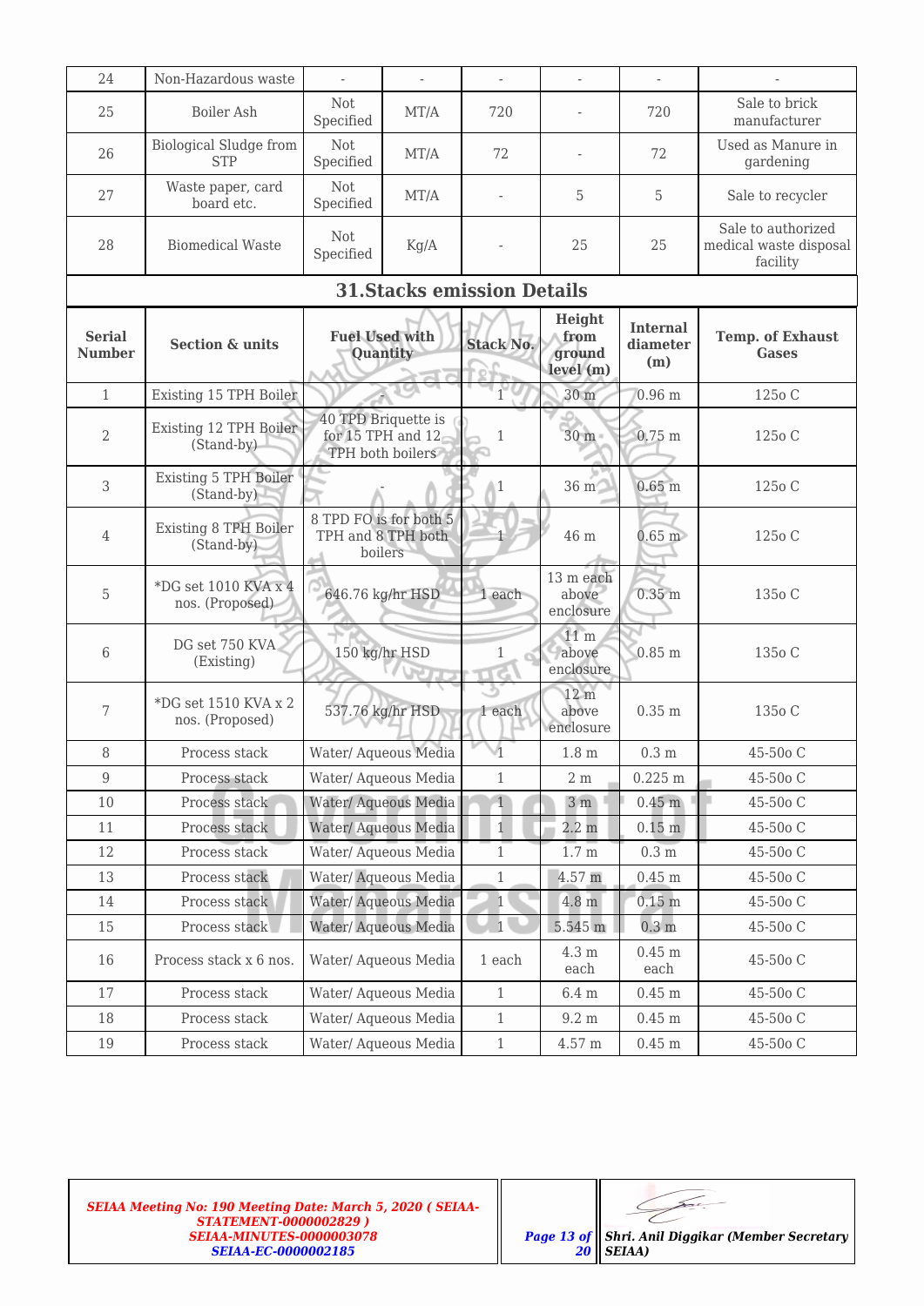| 24 | Non-Hazardous waste | - | - | - | - | - | - |
|---|---|---|---|---|---|---|---|
| 25 | Boiler Ash | Not Specified | MT/A | 720 | - | 720 | Sale to brick manufacturer |
| 26 | Biological Sludge from STP | Not Specified | MT/A | 72 | - | 72 | Used as Manure in gardening |
| 27 | Waste paper, card board etc. | Not Specified | MT/A | - | 5 | 5 | Sale to recycler |
| 28 | Biomedical Waste | Not Specified | Kg/A | - | 25 | 25 | Sale to authorized medical waste disposal facility |

## 31.Stacks emission Details

| Serial Number | Section & units | Fuel Used with Quantity | Stack No. | Height from ground level (m) | Internal diameter (m) | Temp. of Exhaust Gases |
|---|---|---|---|---|---|---|
| 1 | Existing 15 TPH Boiler | - | 1 | 30 m | 0.96 m | 125o C |
| 2 | Existing 12 TPH Boiler (Stand-by) | 40 TPD Briquette is for 15 TPH and 12 TPH both boilers | 1 | 30 m | 0.75 m | 125o C |
| 3 | Existing 5 TPH Boiler (Stand-by) | - | 1 | 36 m | 0.65 m | 125o C |
| 4 | Existing 8 TPH Boiler (Stand-by) | 8 TPD FO is for both 5 TPH and 8 TPH both boilers | 1 | 46 m | 0.65 m | 125o C |
| 5 | *DG set 1010 KVA x 4 nos. (Proposed) | 646.76 kg/hr HSD | 1 each | 13 m each above enclosure | 0.35 m | 135o C |
| 6 | DG set 750 KVA (Existing) | 150 kg/hr HSD | 1 | 11 m above enclosure | 0.85 m | 135o C |
| 7 | *DG set 1510 KVA x 2 nos. (Proposed) | 537.76 kg/hr HSD | 1 each | 12 m above enclosure | 0.35 m | 135o C |
| 8 | Process stack | Water/ Aqueous Media | 1 | 1.8 m | 0.3 m | 45-50o C |
| 9 | Process stack | Water/ Aqueous Media | 1 | 2 m | 0.225 m | 45-50o C |
| 10 | Process stack | Water/ Aqueous Media | 1 | 3 m | 0.45 m | 45-50o C |
| 11 | Process stack | Water/ Aqueous Media | 1 | 2.2 m | 0.15 m | 45-50o C |
| 12 | Process stack | Water/ Aqueous Media | 1 | 1.7 m | 0.3 m | 45-50o C |
| 13 | Process stack | Water/ Aqueous Media | 1 | 4.57 m | 0.45 m | 45-50o C |
| 14 | Process stack | Water/ Aqueous Media | 1 | 4.8 m | 0.15 m | 45-50o C |
| 15 | Process stack | Water/ Aqueous Media | 1 | 5.545 m | 0.3 m | 45-50o C |
| 16 | Process stack x 6 nos. | Water/ Aqueous Media | 1 each | 4.3 m each | 0.45 m each | 45-50o C |
| 17 | Process stack | Water/ Aqueous Media | 1 | 6.4 m | 0.45 m | 45-50o C |
| 18 | Process stack | Water/ Aqueous Media | 1 | 9.2 m | 0.45 m | 45-50o C |
| 19 | Process stack | Water/ Aqueous Media | 1 | 4.57 m | 0.45 m | 45-50o C |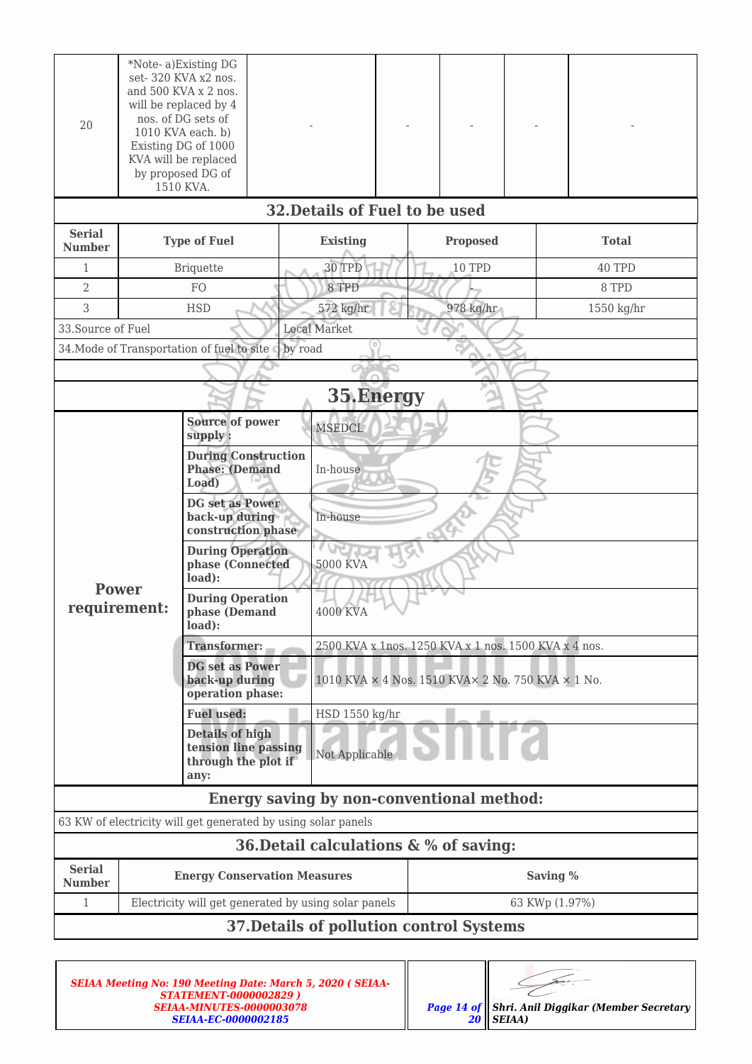| 20 | *Note- a)Existing DG set- 320 KVA x2 nos. and 500 KVA x 2 nos. will be replaced by 4 nos. of DG sets of 1010 KVA each. b) Existing DG of 1000 KVA will be replaced by proposed DG of 1510 KVA. | - | - | - | - | - |
|---|---|---|---|---|---|---|

## 32.Details of Fuel to be used

| Serial Number | Type of Fuel | Existing | Proposed | Total |
|---|---|---|---|---|
| 1 | Briquette | 30 TPD | 10 TPD | 40 TPD |
| 2 | FO | 8 TPD | - | 8 TPD |
| 3 | HSD | 572 kg/hr | 978 kg/hr | 1550 kg/hr |

| | |
|---|---|
| 33.Source of Fuel | Local Market |
| 34.Mode of Transportation of fuel to site | by road |

## 35.Energy

| | | |
|---|---|---|
| **Power requirement:** | **Source of power supply :** | MSEDCL |
| | **During Construction Phase: (Demand Load)** | In-house |
| | **DG set as Power back-up during construction phase** | In-house |
| | **During Operation phase (Connected load):** | 5000 KVA |
| | **During Operation phase (Demand load):** | 4000 KVA |
| | **Transformer:** | 2500 KVA x 1nos. 1250 KVA x 1 nos. 1500 KVA x 4 nos. |
| | **DG set as Power back-up during operation phase:** | 1010 KVA × 4 Nos. 1510 KVA× 2 No. 750 KVA × 1 No. |
| | **Fuel used:** | HSD 1550 kg/hr |
| | **Details of high tension line passing through the plot if any:** | Not Applicable |

## Energy saving by non-conventional method:

63 KW of electricity will get generated by using solar panels

## 36.Detail calculations & % of saving:

| Serial Number | Energy Conservation Measures | Saving % |
|---|---|---|
| 1 | Electricity will get generated by using solar panels | 63 KWp (1.97%) |

## 37.Details of pollution control Systems

*SEIAA Meeting No: 190 Meeting Date: March 5, 2020 ( SEIAA-STATEMENT-0000002829 ) SEIAA-MINUTES-0000003078 SEIAA-EC-0000002185*

Shri. Anil Diggikar (Member Secretary SEIAA)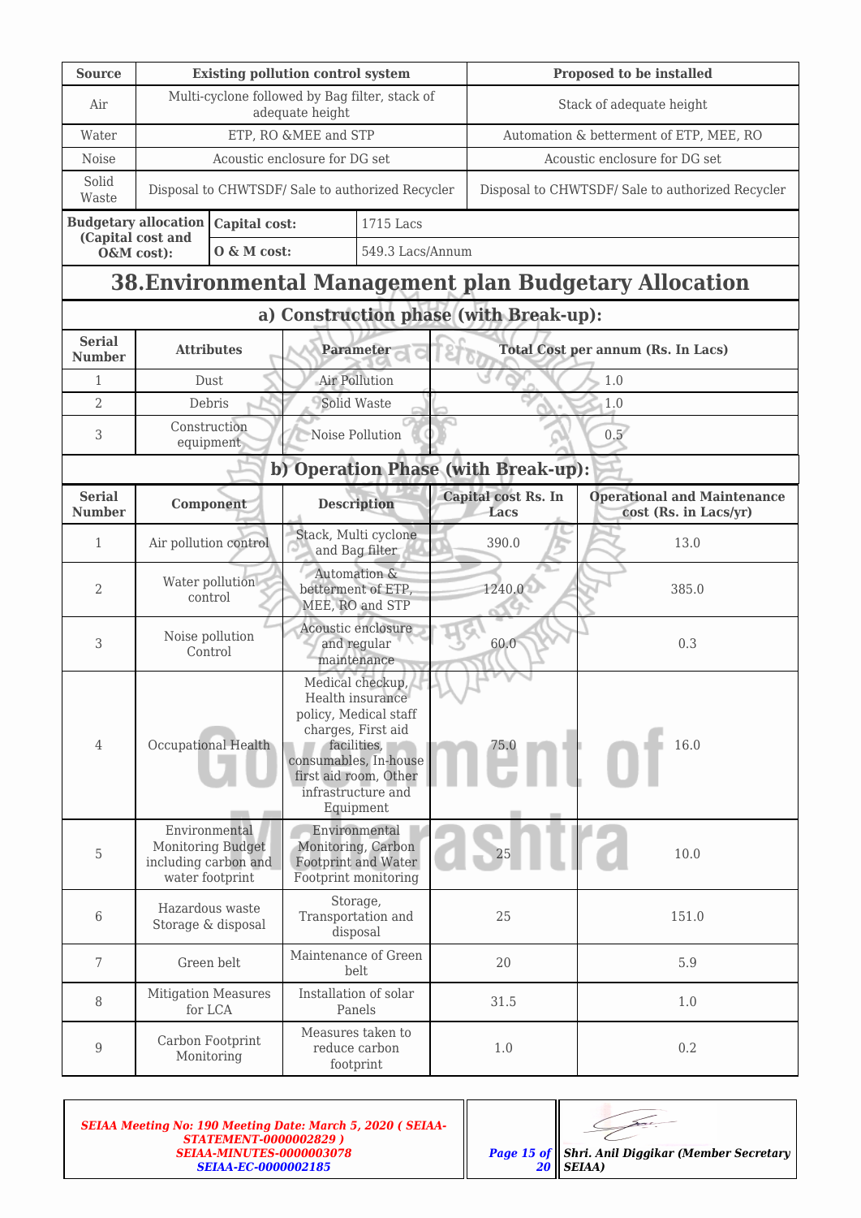| Source | Existing pollution control system | Proposed to be installed |
|---|---|---|
| Air | Multi-cyclone followed by Bag filter, stack of adequate height | Stack of adequate height |
| Water | ETP, RO &MEE and STP | Automation & betterment of ETP, MEE, RO |
| Noise | Acoustic enclosure for DG set | Acoustic enclosure for DG set |
| Solid Waste | Disposal to CHWTSDF/ Sale to authorized Recycler | Disposal to CHWTSDF/ Sale to authorized Recycler |

| Budgetary allocation (Capital cost and O&M cost): | Capital cost: | 1715 Lacs |
|---|---|---|
| | O & M cost: | 549.3 Lacs/Annum |

## 38.Environmental Management plan Budgetary Allocation

### a) Construction phase (with Break-up):

| Serial Number | Attributes | Parameter | Total Cost per annum (Rs. In Lacs) |
|---|---|---|---|
| 1 | Dust | Air Pollution | 1.0 |
| 2 | Debris | Solid Waste | 1.0 |
| 3 | Construction equipment | Noise Pollution | 0.5 |

### b) Operation Phase (with Break-up):

| Serial Number | Component | Description | Capital cost Rs. In Lacs | Operational and Maintenance cost (Rs. in Lacs/yr) |
|---|---|---|---|---|
| 1 | Air pollution control | Stack, Multi cyclone and Bag filter | 390.0 | 13.0 |
| 2 | Water pollution control | Automation & betterment of ETP, MEE, RO and STP | 1240.0 | 385.0 |
| 3 | Noise pollution Control | Acoustic enclosure and regular maintenance | 60.0 | 0.3 |
| 4 | Occupational Health | Medical checkup, Health insurance policy, Medical staff charges, First aid facilities, consumables, In-house first aid room, Other infrastructure and Equipment | 75.0 | 16.0 |
| 5 | Environmental Monitoring Budget including carbon and water footprint | Environmental Monitoring, Carbon Footprint and Water Footprint monitoring | 25 | 10.0 |
| 6 | Hazardous waste Storage & disposal | Storage, Transportation and disposal | 25 | 151.0 |
| 7 | Green belt | Maintenance of Green belt | 20 | 5.9 |
| 8 | Mitigation Measures for LCA | Installation of solar Panels | 31.5 | 1.0 |
| 9 | Carbon Footprint Monitoring | Measures taken to reduce carbon footprint | 1.0 | 0.2 |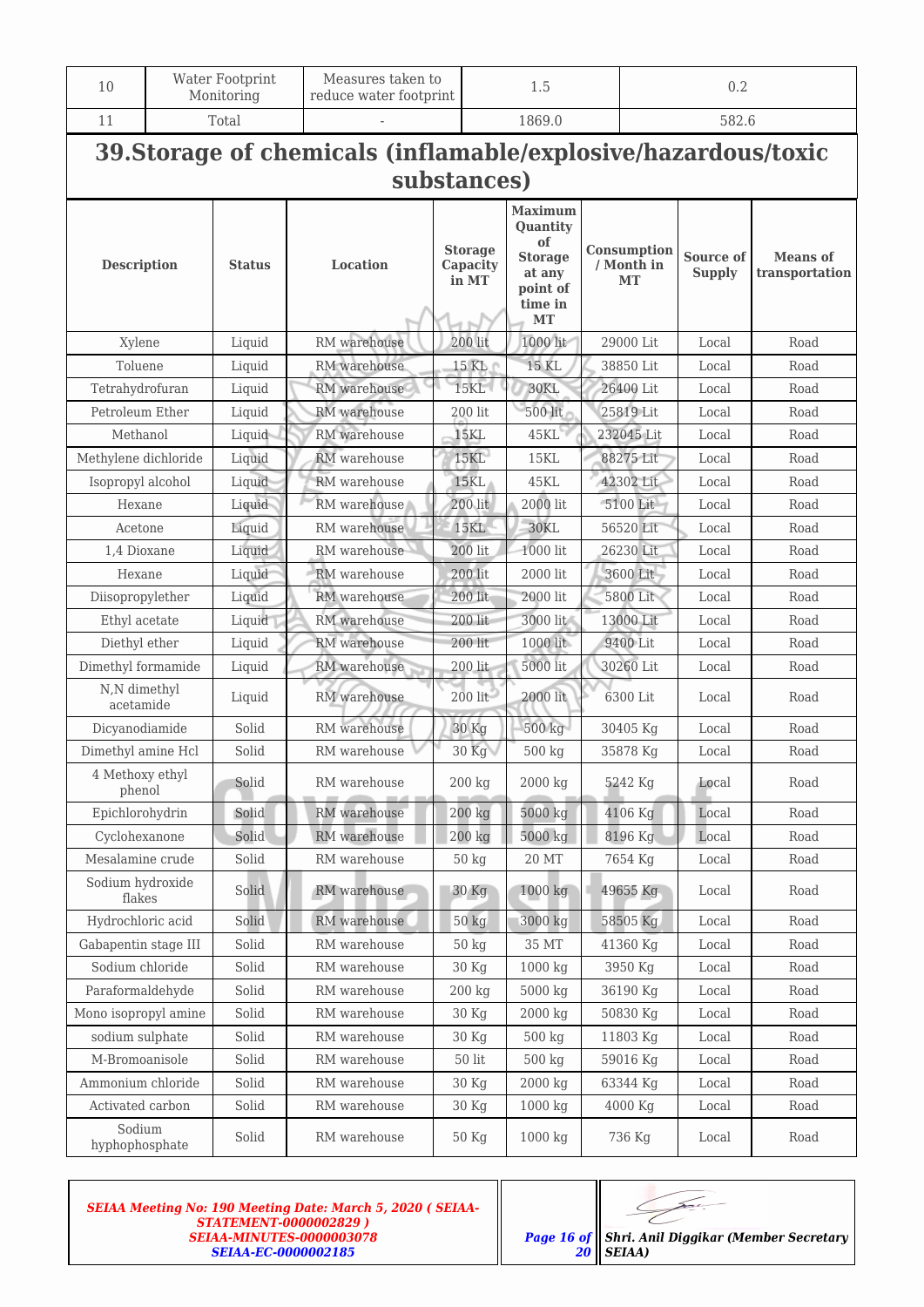| 10 | Water Footprint Monitoring | Measures taken to reduce water footprint | 1.5 | 0.2 |
|---|---|---|---|---|
| 11 | Total | - | 1869.0 | 582.6 |

## 39.Storage of chemicals (inflamable/explosive/hazardous/toxic substances)

| Description | Status | Location | Storage Capacity in MT | Maximum Quantity of Storage at any point of time in MT | Consumption / Month in MT | Source of Supply | Means of transportation |
|---|---|---|---|---|---|---|---|
| Xylene | Liquid | RM warehouse | 200 lit | 1000 lit | 29000 Lit | Local | Road |
| Toluene | Liquid | RM warehouse | 15 KL | 15 KL | 38850 Lit | Local | Road |
| Tetrahydrofuran | Liquid | RM warehouse | 15KL | 30KL | 26400 Lit | Local | Road |
| Petroleum Ether | Liquid | RM warehouse | 200 lit | 500 lit | 25819 Lit | Local | Road |
| Methanol | Liquid | RM warehouse | 15KL | 45KL | 232045 Lit | Local | Road |
| Methylene dichloride | Liquid | RM warehouse | 15KL | 15KL | 88275 Lit | Local | Road |
| Isopropyl alcohol | Liquid | RM warehouse | 15KL | 45KL | 42302 Lit | Local | Road |
| Hexane | Liquid | RM warehouse | 200 lit | 2000 lit | 5100 Lit | Local | Road |
| Acetone | Liquid | RM warehouse | 15KL | 30KL | 56520 Lit | Local | Road |
| 1,4 Dioxane | Liquid | RM warehouse | 200 lit | 1000 lit | 26230 Lit | Local | Road |
| Hexane | Liquid | RM warehouse | 200 lit | 2000 lit | 3600 Lit | Local | Road |
| Diisopropylether | Liquid | RM warehouse | 200 lit | 2000 lit | 5800 Lit | Local | Road |
| Ethyl acetate | Liquid | RM warehouse | 200 lit | 3000 lit | 13000 Lit | Local | Road |
| Diethyl ether | Liquid | RM warehouse | 200 lit | 1000 lit | 9400 Lit | Local | Road |
| Dimethyl formamide | Liquid | RM warehouse | 200 lit | 5000 lit | 30260 Lit | Local | Road |
| N,N dimethyl acetamide | Liquid | RM warehouse | 200 lit | 2000 lit | 6300 Lit | Local | Road |
| Dicyanodiamide | Solid | RM warehouse | 30 Kg | 500 kg | 30405 Kg | Local | Road |
| Dimethyl amine Hcl | Solid | RM warehouse | 30 Kg | 500 kg | 35878 Kg | Local | Road |
| 4 Methoxy ethyl phenol | Solid | RM warehouse | 200 kg | 2000 kg | 5242 Kg | Local | Road |
| Epichlorohydrin | Solid | RM warehouse | 200 kg | 5000 kg | 4106 Kg | Local | Road |
| Cyclohexanone | Solid | RM warehouse | 200 kg | 5000 kg | 8196 Kg | Local | Road |
| Mesalamine crude | Solid | RM warehouse | 50 kg | 20 MT | 7654 Kg | Local | Road |
| Sodium hydroxide flakes | Solid | RM warehouse | 30 Kg | 1000 kg | 49655 Kg | Local | Road |
| Hydrochloric acid | Solid | RM warehouse | 50 kg | 3000 kg | 58505 Kg | Local | Road |
| Gabapentin stage III | Solid | RM warehouse | 50 kg | 35 MT | 41360 Kg | Local | Road |
| Sodium chloride | Solid | RM warehouse | 30 Kg | 1000 kg | 3950 Kg | Local | Road |
| Paraformaldehyde | Solid | RM warehouse | 200 kg | 5000 kg | 36190 Kg | Local | Road |
| Mono isopropyl amine | Solid | RM warehouse | 30 Kg | 2000 kg | 50830 Kg | Local | Road |
| sodium sulphate | Solid | RM warehouse | 30 Kg | 500 kg | 11803 Kg | Local | Road |
| M-Bromoanisole | Solid | RM warehouse | 50 lit | 500 kg | 59016 Kg | Local | Road |
| Ammonium chloride | Solid | RM warehouse | 30 Kg | 2000 kg | 63344 Kg | Local | Road |
| Activated carbon | Solid | RM warehouse | 30 Kg | 1000 kg | 4000 Kg | Local | Road |
| Sodium hyphophosphate | Solid | RM warehouse | 50 Kg | 1000 kg | 736 Kg | Local | Road |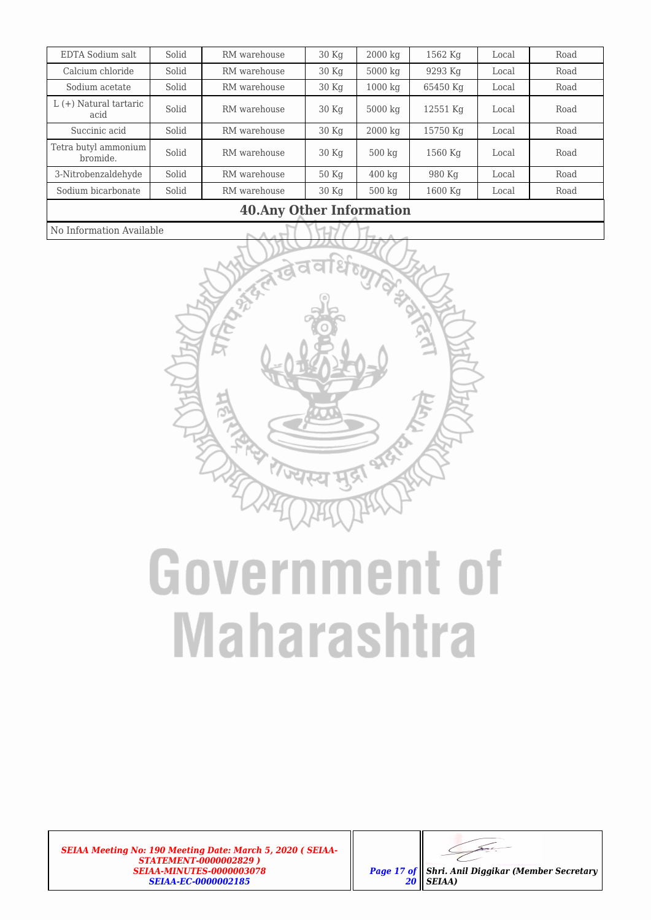| | | | | | | | |
|---|---|---|---|---|---|---|---|
| EDTA Sodium salt | Solid | RM warehouse | 30 Kg | 2000 kg | 1562 Kg | Local | Road |
| Calcium chloride | Solid | RM warehouse | 30 Kg | 5000 kg | 9293 Kg | Local | Road |
| Sodium acetate | Solid | RM warehouse | 30 Kg | 1000 kg | 65450 Kg | Local | Road |
| L (+) Natural tartaric acid | Solid | RM warehouse | 30 Kg | 5000 kg | 12551 Kg | Local | Road |
| Succinic acid | Solid | RM warehouse | 30 Kg | 2000 kg | 15750 Kg | Local | Road |
| Tetra butyl ammonium bromide. | Solid | RM warehouse | 30 Kg | 500 kg | 1560 Kg | Local | Road |
| 3-Nitrobenzaldehyde | Solid | RM warehouse | 50 Kg | 400 kg | 980 Kg | Local | Road |
| Sodium bicarbonate | Solid | RM warehouse | 30 Kg | 500 kg | 1600 Kg | Local | Road |

## 40.Any Other Information

No Information Available

*SEIAA Meeting No: 190 Meeting Date: March 5, 2020 ( SEIAA-STATEMENT-0000002829 ) SEIAA-MINUTES-0000003078 SEIAA-EC-0000002185*

*Shri. Anil Diggikar (Member Secretary SEIAA)*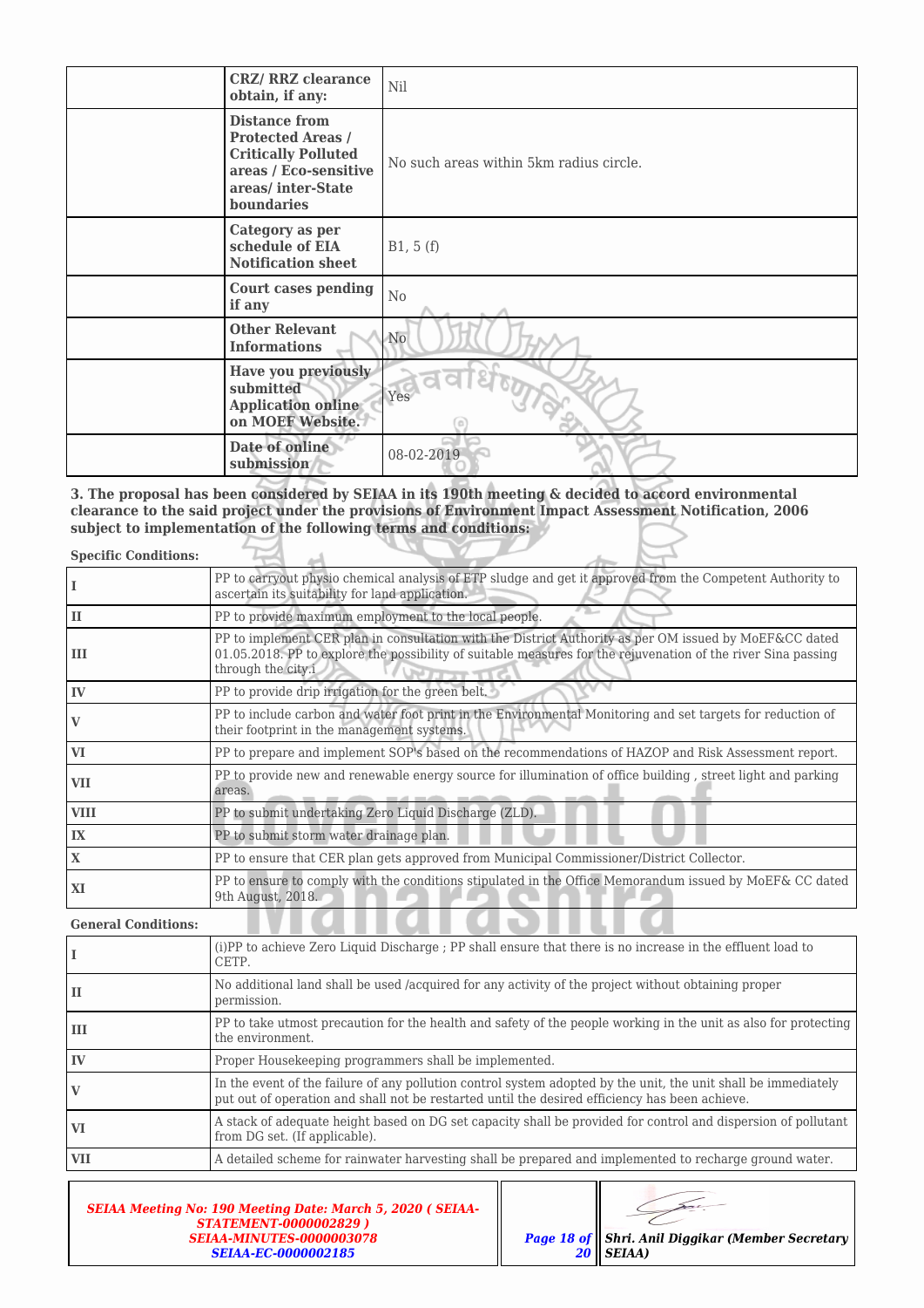| | | |
|---|---|---|
| | **CRZ/ RRZ clearance obtain, if any:** | Nil |
| | **Distance from Protected Areas / Critically Polluted areas / Eco-sensitive areas/ inter-State boundaries** | No such areas within 5km radius circle. |
| | **Category as per schedule of EIA Notification sheet** | B1, 5 (f) |
| | **Court cases pending if any** | No |
| | **Other Relevant Informations** | No |
| | **Have you previously submitted Application online on MOEF Website.** | Yes |
| | **Date of online submission** | 08-02-2019 |

**3. The proposal has been considered by SEIAA in its 190th meeting & decided to accord environmental clearance to the said project under the provisions of Environment Impact Assessment Notification, 2006 subject to implementation of the following terms and conditions:**

**Specific Conditions:**

| | |
|---|---|
| I | PP to carryout physio chemical analysis of ETP sludge and get it approved from the Competent Authority to ascertain its suitability for land application. |
| II | PP to provide maximum employment to the local people. |
| III | PP to implement CER plan in consultation with the District Authority as per OM issued by MoEF&CC dated 01.05.2018. PP to explore the possibility of suitable measures for the rejuvenation of the river Sina passing through the city.i |
| IV | PP to provide drip irrigation for the green belt. |
| V | PP to include carbon and water foot print in the Environmental Monitoring and set targets for reduction of their footprint in the management systems. |
| VI | PP to prepare and implement SOP's based on the recommendations of HAZOP and Risk Assessment report. |
| VII | PP to provide new and renewable energy source for illumination of office building , street light and parking areas. |
| VIII | PP to submit undertaking Zero Liquid Discharge (ZLD). |
| IX | PP to submit storm water drainage plan. |
| X | PP to ensure that CER plan gets approved from Municipal Commissioner/District Collector. |
| XI | PP to ensure to comply with the conditions stipulated in the Office Memorandum issued by MoEF& CC dated 9th August, 2018. |

**General Conditions:**

| | |
|---|---|
| I | (i)PP to achieve Zero Liquid Discharge ; PP shall ensure that there is no increase in the effluent load to CETP. |
| II | No additional land shall be used /acquired for any activity of the project without obtaining proper permission. |
| III | PP to take utmost precaution for the health and safety of the people working in the unit as also for protecting the environment. |
| IV | Proper Housekeeping programmers shall be implemented. |
| V | In the event of the failure of any pollution control system adopted by the unit, the unit shall be immediately put out of operation and shall not be restarted until the desired efficiency has been achieve. |
| VI | A stack of adequate height based on DG set capacity shall be provided for control and dispersion of pollutant from DG set. (If applicable). |
| VII | A detailed scheme for rainwater harvesting shall be prepared and implemented to recharge ground water. |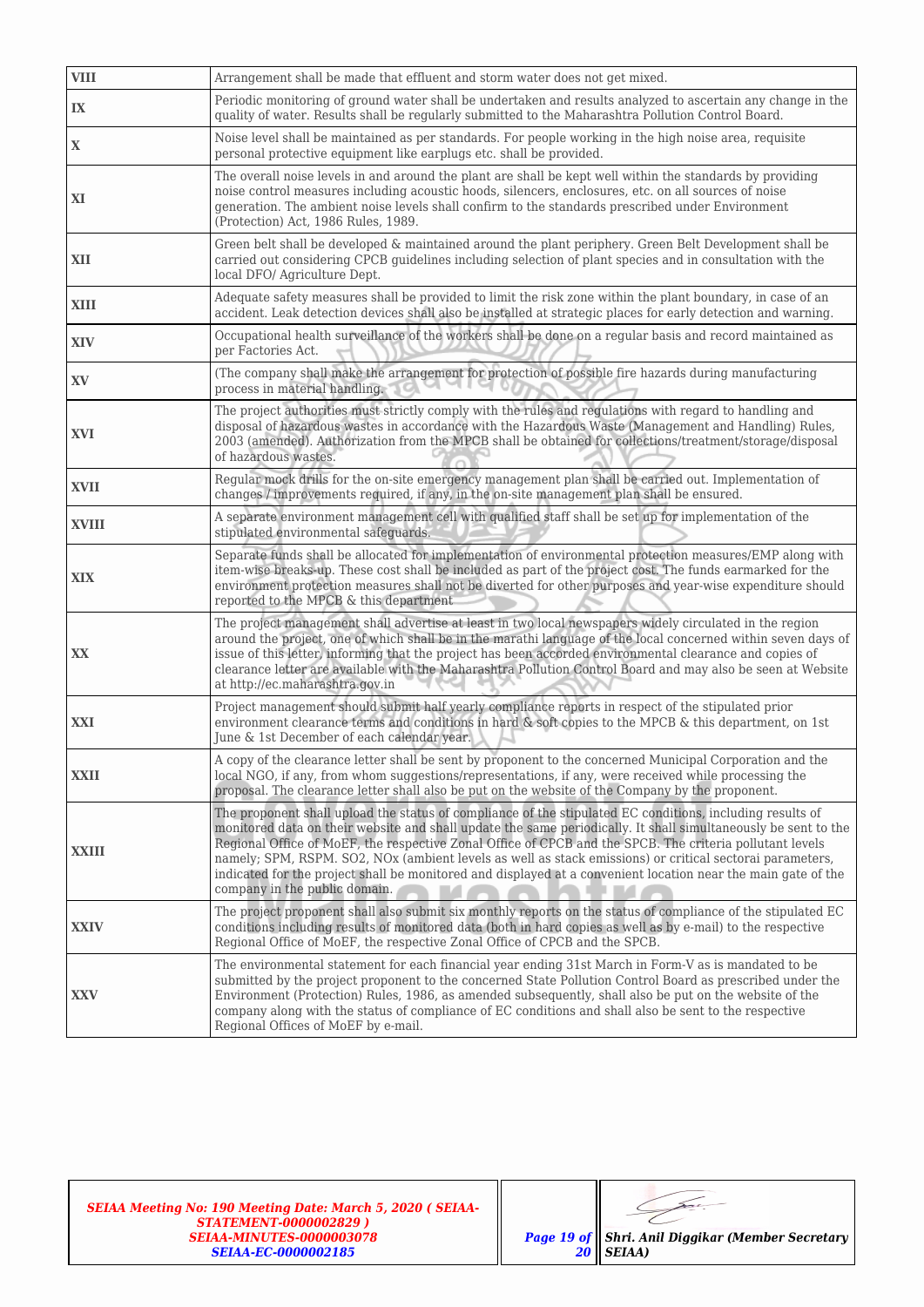| | |
|---|---|
| **VIII** | Arrangement shall be made that effluent and storm water does not get mixed. |
| **IX** | Periodic monitoring of ground water shall be undertaken and results analyzed to ascertain any change in the quality of water. Results shall be regularly submitted to the Maharashtra Pollution Control Board. |
| **X** | Noise level shall be maintained as per standards. For people working in the high noise area, requisite personal protective equipment like earplugs etc. shall be provided. |
| **XI** | The overall noise levels in and around the plant are shall be kept well within the standards by providing noise control measures including acoustic hoods, silencers, enclosures, etc. on all sources of noise generation. The ambient noise levels shall confirm to the standards prescribed under Environment (Protection) Act, 1986 Rules, 1989. |
| **XII** | Green belt shall be developed & maintained around the plant periphery. Green Belt Development shall be carried out considering CPCB guidelines including selection of plant species and in consultation with the local DFO/ Agriculture Dept. |
| **XIII** | Adequate safety measures shall be provided to limit the risk zone within the plant boundary, in case of an accident. Leak detection devices shall also be installed at strategic places for early detection and warning. |
| **XIV** | Occupational health surveillance of the workers shall be done on a regular basis and record maintained as per Factories Act. |
| **XV** | (The company shall make the arrangement for protection of possible fire hazards during manufacturing process in material handling. |
| **XVI** | The project authorities must strictly comply with the rules and regulations with regard to handling and disposal of hazardous wastes in accordance with the Hazardous Waste (Management and Handling) Rules, 2003 (amended). Authorization from the MPCB shall be obtained for collections/treatment/storage/disposal of hazardous wastes. |
| **XVII** | Regular mock drills for the on-site emergency management plan shall be carried out. Implementation of changes / improvements required, if any, in the on-site management plan shall be ensured. |
| **XVIII** | A separate environment management cell with qualified staff shall be set up for implementation of the stipulated environmental safeguards. |
| **XIX** | Separate funds shall be allocated for implementation of environmental protection measures/EMP along with item-wise breaks-up. These cost shall be included as part of the project cost. The funds earmarked for the environment protection measures shall not be diverted for other purposes and year-wise expenditure should reported to the MPCB & this department |
| **XX** | The project management shall advertise at least in two local newspapers widely circulated in the region around the project, one of which shall be in the marathi language of the local concerned within seven days of issue of this letter, informing that the project has been accorded environmental clearance and copies of clearance letter are available with the Maharashtra Pollution Control Board and may also be seen at Website at http://ec.maharashtra.gov.in |
| **XXI** | Project management should submit half yearly compliance reports in respect of the stipulated prior environment clearance terms and conditions in hard & soft copies to the MPCB & this department, on 1st June & 1st December of each calendar year. |
| **XXII** | A copy of the clearance letter shall be sent by proponent to the concerned Municipal Corporation and the local NGO, if any, from whom suggestions/representations, if any, were received while processing the proposal. The clearance letter shall also be put on the website of the Company by the proponent. |
| **XXIII** | The proponent shall upload the status of compliance of the stipulated EC conditions, including results of monitored data on their website and shall update the same periodically. It shall simultaneously be sent to the Regional Office of MoEF, the respective Zonal Office of CPCB and the SPCB. The criteria pollutant levels namely; SPM, RSPM. SO2, NOx (ambient levels as well as stack emissions) or critical sectoral parameters, indicated for the project shall be monitored and displayed at a convenient location near the main gate of the company in the public domain. |
| **XXIV** | The project proponent shall also submit six monthly reports on the status of compliance of the stipulated EC conditions including results of monitored data (both in hard copies as well as by e-mail) to the respective Regional Office of MoEF, the respective Zonal Office of CPCB and the SPCB. |
| **XXV** | The environmental statement for each financial year ending 31st March in Form-V as is mandated to be submitted by the project proponent to the concerned State Pollution Control Board as prescribed under the Environment (Protection) Rules, 1986, as amended subsequently, shall also be put on the website of the company along with the status of compliance of EC conditions and shall also be sent to the respective Regional Offices of MoEF by e-mail. |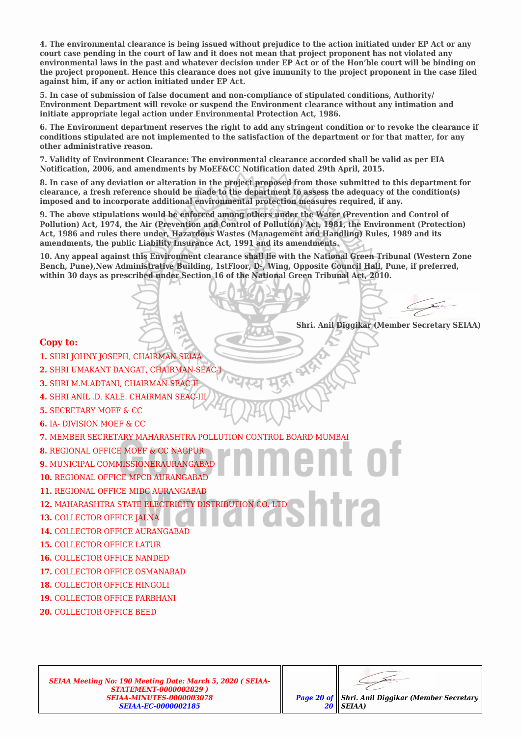**4. The environmental clearance is being issued without prejudice to the action initiated under EP Act or any court case pending in the court of law and it does not mean that project proponent has not violated any environmental laws in the past and whatever decision under EP Act or of the Hon'ble court will be binding on the project proponent. Hence this clearance does not give immunity to the project proponent in the case filed against him, if any or action initiated under EP Act.**

**5. In case of submission of false document and non-compliance of stipulated conditions, Authority/ Environment Department will revoke or suspend the Environment clearance without any intimation and initiate appropriate legal action under Environmental Protection Act, 1986.**

**6. The Environment department reserves the right to add any stringent condition or to revoke the clearance if conditions stipulated are not implemented to the satisfaction of the department or for that matter, for any other administrative reason.**

**7. Validity of Environment Clearance: The environmental clearance accorded shall be valid as per EIA Notification, 2006, and amendments by MoEF&CC Notification dated 29th April, 2015.**

**8. In case of any deviation or alteration in the project proposed from those submitted to this department for clearance, a fresh reference should be made to the department to assess the adequacy of the condition(s) imposed and to incorporate additional environmental protection measures required, if any.**

**9. The above stipulations would be enforced among others under the Water (Prevention and Control of Pollution) Act, 1974, the Air (Prevention and Control of Pollution) Act, 1981, the Environment (Protection) Act, 1986 and rules there under, Hazardous Wastes (Management and Handling) Rules, 1989 and its amendments, the public Liability Insurance Act, 1991 and its amendments.**

**10. Any appeal against this Environment clearance shall lie with the National Green Tribunal (Western Zone Bench, Pune),New Administrative Building, 1stFloor, D-, Wing, Opposite Council Hall, Pune, if preferred, within 30 days as prescribed under Section 16 of the National Green Tribunal Act, 2010.**

**Shri. Anil Diggikar (Member Secretary SEIAA)**

## Copy to:

1. SHRI JOHNY JOSEPH, CHAIRMAN-SEIAA
2. SHRI UMAKANT DANGAT, CHAIRMAN-SEAC-I
3. SHRI M.M.ADTANI, CHAIRMAN-SEAC-II
4. SHRI ANIL .D. KALE. CHAIRMAN SEAC-III
5. SECRETARY MOEF & CC
6. IA- DIVISION MOEF & CC
7. MEMBER SECRETARY MAHARASHTRA POLLUTION CONTROL BOARD MUMBAI
8. REGIONAL OFFICE MOEF & CC NAGPUR
9. MUNICIPAL COMMISSIONERAURANGABAD
10. REGIONAL OFFICE MPCB AURANGABAD
11. REGIONAL OFFICE MIDC AURANGABAD
12. MAHARASHTRA STATE ELECTRICITY DISTRIBUTION CO. LTD
13. COLLECTOR OFFICE JALNA
14. COLLECTOR OFFICE AURANGABAD
15. COLLECTOR OFFICE LATUR
16. COLLECTOR OFFICE NANDED
17. COLLECTOR OFFICE OSMANABAD
18. COLLECTOR OFFICE HINGOLI
19. COLLECTOR OFFICE PARBHANI
20. COLLECTOR OFFICE BEED